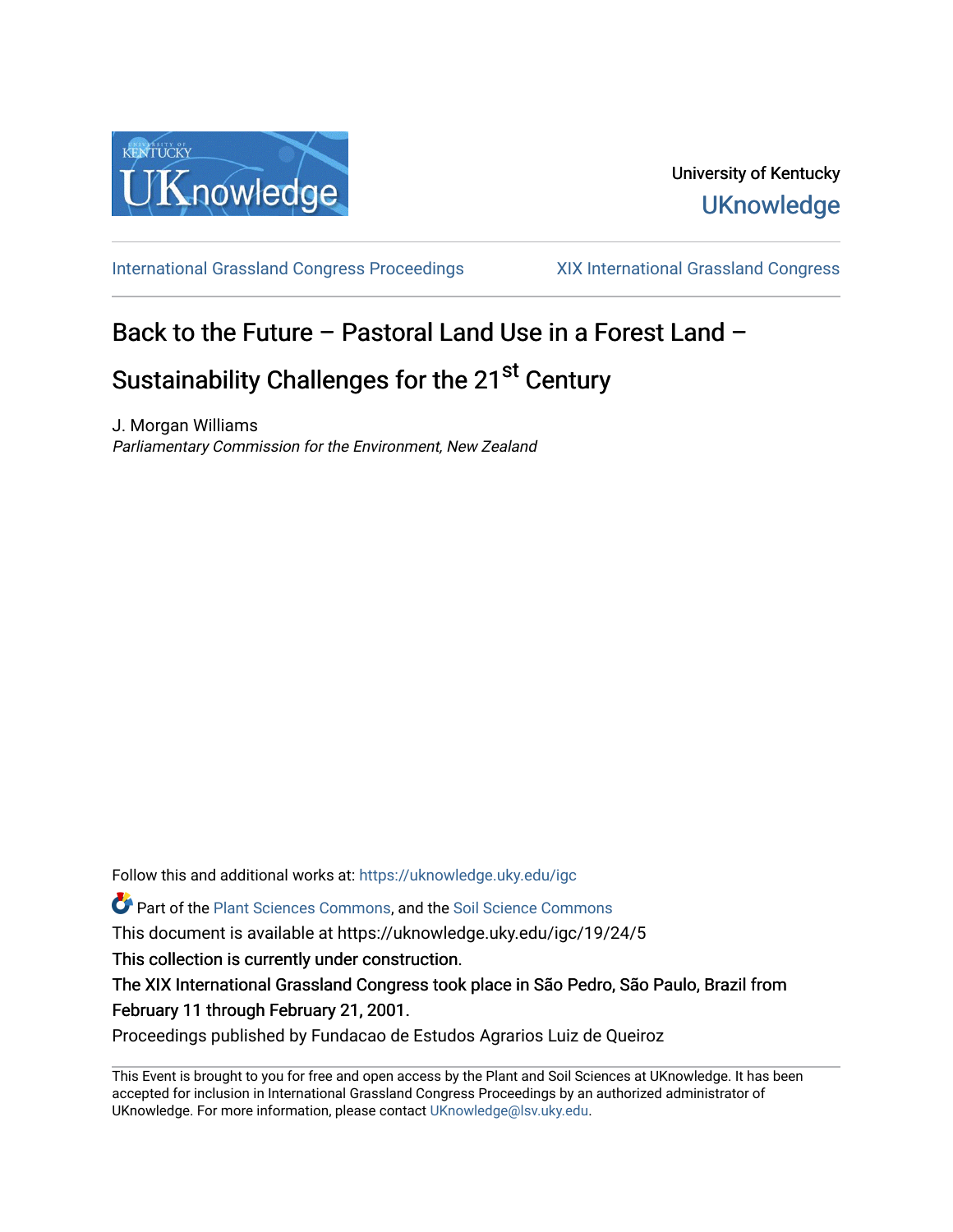University of Kentucky

UKnowledge

International Grassland Congress Proceedings

XIX International Grassland Congress

# Back to the Future – Pastoral Land Use in a Forest Land – Sustainability Challenges for the 21st Century

J. Morgan Williams

*Parliamentary Commission for the Environment, New Zealand*

Follow this and additional works at: https://uknowledge.uky.edu/igc

Part of the Plant Sciences Commons, and the Soil Science Commons

This document is available at https://uknowledge.uky.edu/igc/19/24/5

This collection is currently under construction.

The XIX International Grassland Congress took place in São Pedro, São Paulo, Brazil from February 11 through February 21, 2001.

Proceedings published by Fundacao de Estudos Agrarios Luiz de Queiroz

This Event is brought to you for free and open access by the Plant and Soil Sciences at UKnowledge. It has been accepted for inclusion in International Grassland Congress Proceedings by an authorized administrator of UKnowledge. For more information, please contact UKnowledge@lsv.uky.edu.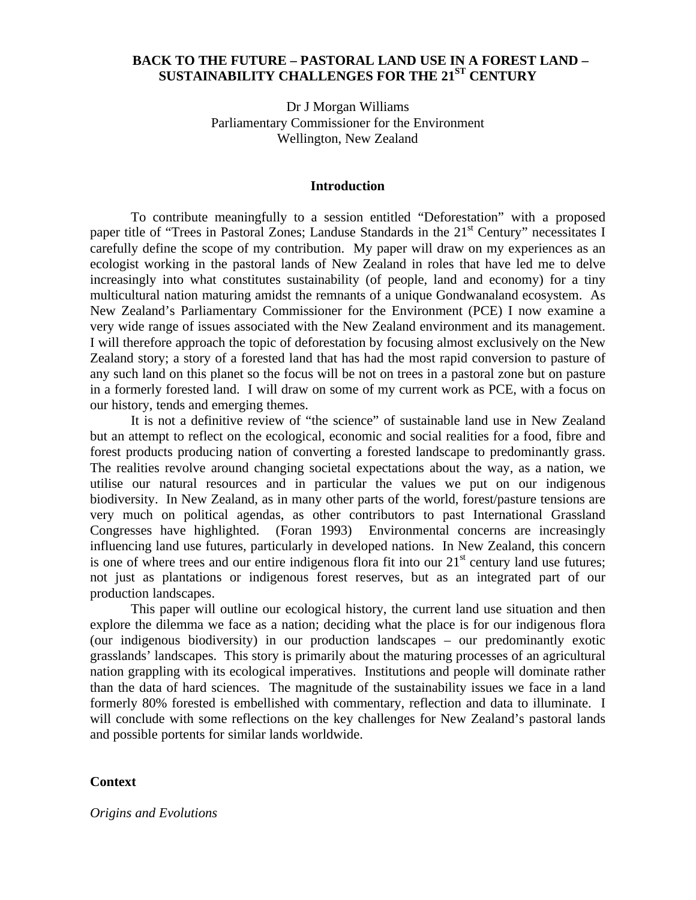# BACK TO THE FUTURE – PASTORAL LAND USE IN A FOREST LAND – SUSTAINABILITY CHALLENGES FOR THE 21ST CENTURY

Dr J Morgan Williams
Parliamentary Commissioner for the Environment
Wellington, New Zealand

## Introduction

To contribute meaningfully to a session entitled "Deforestation" with a proposed paper title of "Trees in Pastoral Zones; Landuse Standards in the 21st Century" necessitates I carefully define the scope of my contribution. My paper will draw on my experiences as an ecologist working in the pastoral lands of New Zealand in roles that have led me to delve increasingly into what constitutes sustainability (of people, land and economy) for a tiny multicultural nation maturing amidst the remnants of a unique Gondwanaland ecosystem. As New Zealand's Parliamentary Commissioner for the Environment (PCE) I now examine a very wide range of issues associated with the New Zealand environment and its management. I will therefore approach the topic of deforestation by focusing almost exclusively on the New Zealand story; a story of a forested land that has had the most rapid conversion to pasture of any such land on this planet so the focus will be not on trees in a pastoral zone but on pasture in a formerly forested land. I will draw on some of my current work as PCE, with a focus on our history, tends and emerging themes.

It is not a definitive review of "the science" of sustainable land use in New Zealand but an attempt to reflect on the ecological, economic and social realities for a food, fibre and forest products producing nation of converting a forested landscape to predominantly grass. The realities revolve around changing societal expectations about the way, as a nation, we utilise our natural resources and in particular the values we put on our indigenous biodiversity. In New Zealand, as in many other parts of the world, forest/pasture tensions are very much on political agendas, as other contributors to past International Grassland Congresses have highlighted. (Foran 1993) Environmental concerns are increasingly influencing land use futures, particularly in developed nations. In New Zealand, this concern is one of where trees and our entire indigenous flora fit into our 21st century land use futures; not just as plantations or indigenous forest reserves, but as an integrated part of our production landscapes.

This paper will outline our ecological history, the current land use situation and then explore the dilemma we face as a nation; deciding what the place is for our indigenous flora (our indigenous biodiversity) in our production landscapes – our predominantly exotic grasslands' landscapes. This story is primarily about the maturing processes of an agricultural nation grappling with its ecological imperatives. Institutions and people will dominate rather than the data of hard sciences. The magnitude of the sustainability issues we face in a land formerly 80% forested is embellished with commentary, reflection and data to illuminate. I will conclude with some reflections on the key challenges for New Zealand's pastoral lands and possible portents for similar lands worldwide.

## Context

### *Origins and Evolutions*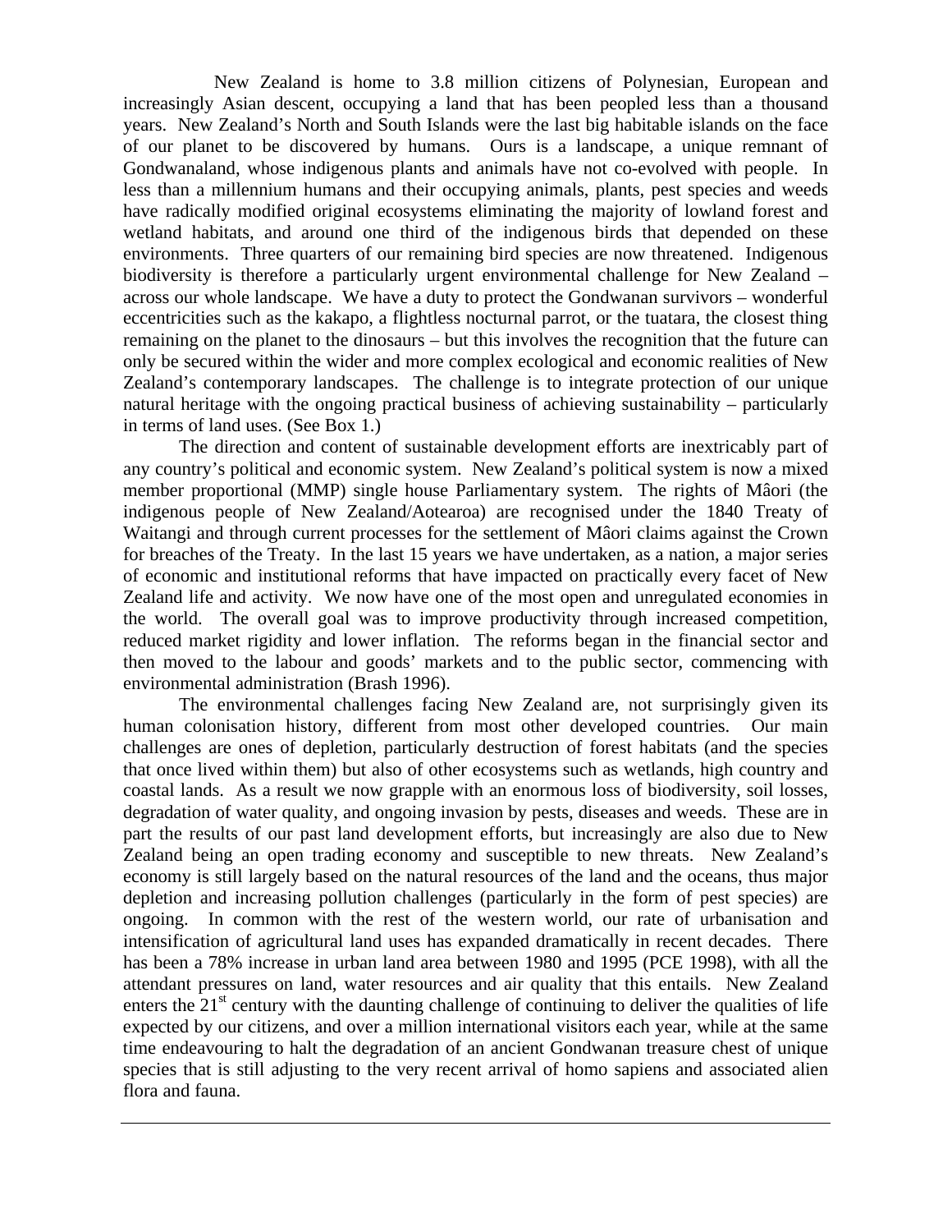New Zealand is home to 3.8 million citizens of Polynesian, European and increasingly Asian descent, occupying a land that has been peopled less than a thousand years. New Zealand's North and South Islands were the last big habitable islands on the face of our planet to be discovered by humans. Ours is a landscape, a unique remnant of Gondwanaland, whose indigenous plants and animals have not co-evolved with people. In less than a millennium humans and their occupying animals, plants, pest species and weeds have radically modified original ecosystems eliminating the majority of lowland forest and wetland habitats, and around one third of the indigenous birds that depended on these environments. Three quarters of our remaining bird species are now threatened. Indigenous biodiversity is therefore a particularly urgent environmental challenge for New Zealand – across our whole landscape. We have a duty to protect the Gondwanan survivors – wonderful eccentricities such as the kakapo, a flightless nocturnal parrot, or the tuatara, the closest thing remaining on the planet to the dinosaurs – but this involves the recognition that the future can only be secured within the wider and more complex ecological and economic realities of New Zealand's contemporary landscapes. The challenge is to integrate protection of our unique natural heritage with the ongoing practical business of achieving sustainability – particularly in terms of land uses. (See Box 1.)

The direction and content of sustainable development efforts are inextricably part of any country's political and economic system. New Zealand's political system is now a mixed member proportional (MMP) single house Parliamentary system. The rights of Mâori (the indigenous people of New Zealand/Aotearoa) are recognised under the 1840 Treaty of Waitangi and through current processes for the settlement of Mâori claims against the Crown for breaches of the Treaty. In the last 15 years we have undertaken, as a nation, a major series of economic and institutional reforms that have impacted on practically every facet of New Zealand life and activity. We now have one of the most open and unregulated economies in the world. The overall goal was to improve productivity through increased competition, reduced market rigidity and lower inflation. The reforms began in the financial sector and then moved to the labour and goods' markets and to the public sector, commencing with environmental administration (Brash 1996).

The environmental challenges facing New Zealand are, not surprisingly given its human colonisation history, different from most other developed countries. Our main challenges are ones of depletion, particularly destruction of forest habitats (and the species that once lived within them) but also of other ecosystems such as wetlands, high country and coastal lands. As a result we now grapple with an enormous loss of biodiversity, soil losses, degradation of water quality, and ongoing invasion by pests, diseases and weeds. These are in part the results of our past land development efforts, but increasingly are also due to New Zealand being an open trading economy and susceptible to new threats. New Zealand's economy is still largely based on the natural resources of the land and the oceans, thus major depletion and increasing pollution challenges (particularly in the form of pest species) are ongoing. In common with the rest of the western world, our rate of urbanisation and intensification of agricultural land uses has expanded dramatically in recent decades. There has been a 78% increase in urban land area between 1980 and 1995 (PCE 1998), with all the attendant pressures on land, water resources and air quality that this entails. New Zealand enters the 21st century with the daunting challenge of continuing to deliver the qualities of life expected by our citizens, and over a million international visitors each year, while at the same time endeavouring to halt the degradation of an ancient Gondwanan treasure chest of unique species that is still adjusting to the very recent arrival of homo sapiens and associated alien flora and fauna.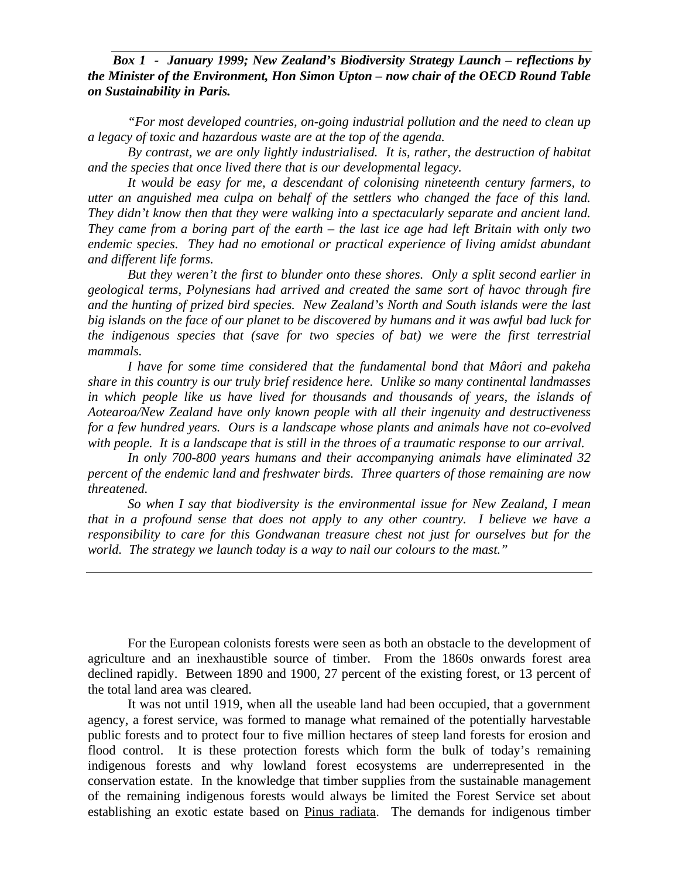***Box 1 - January 1999; New Zealand's Biodiversity Strategy Launch – reflections by the Minister of the Environment, Hon Simon Upton – now chair of the OECD Round Table on Sustainability in Paris.***

*"For most developed countries, on-going industrial pollution and the need to clean up a legacy of toxic and hazardous waste are at the top of the agenda.*

*By contrast, we are only lightly industrialised. It is, rather, the destruction of habitat and the species that once lived there that is our developmental legacy.*

*It would be easy for me, a descendant of colonising nineteenth century farmers, to utter an anguished mea culpa on behalf of the settlers who changed the face of this land. They didn't know then that they were walking into a spectacularly separate and ancient land. They came from a boring part of the earth – the last ice age had left Britain with only two endemic species. They had no emotional or practical experience of living amidst abundant and different life forms.*

*But they weren't the first to blunder onto these shores. Only a split second earlier in geological terms, Polynesians had arrived and created the same sort of havoc through fire and the hunting of prized bird species. New Zealand's North and South islands were the last big islands on the face of our planet to be discovered by humans and it was awful bad luck for the indigenous species that (save for two species of bat) we were the first terrestrial mammals.*

*I have for some time considered that the fundamental bond that Mâori and pakeha share in this country is our truly brief residence here. Unlike so many continental landmasses in which people like us have lived for thousands and thousands of years, the islands of Aotearoa/New Zealand have only known people with all their ingenuity and destructiveness for a few hundred years. Ours is a landscape whose plants and animals have not co-evolved with people. It is a landscape that is still in the throes of a traumatic response to our arrival.*

*In only 700-800 years humans and their accompanying animals have eliminated 32 percent of the endemic land and freshwater birds. Three quarters of those remaining are now threatened.*

*So when I say that biodiversity is the environmental issue for New Zealand, I mean that in a profound sense that does not apply to any other country. I believe we have a responsibility to care for this Gondwanan treasure chest not just for ourselves but for the world. The strategy we launch today is a way to nail our colours to the mast."*

---

For the European colonists forests were seen as both an obstacle to the development of agriculture and an inexhaustible source of timber. From the 1860s onwards forest area declined rapidly. Between 1890 and 1900, 27 percent of the existing forest, or 13 percent of the total land area was cleared.

It was not until 1919, when all the useable land had been occupied, that a government agency, a forest service, was formed to manage what remained of the potentially harvestable public forests and to protect four to five million hectares of steep land forests for erosion and flood control. It is these protection forests which form the bulk of today's remaining indigenous forests and why lowland forest ecosystems are underrepresented in the conservation estate. In the knowledge that timber supplies from the sustainable management of the remaining indigenous forests would always be limited the Forest Service set about establishing an exotic estate based on Pinus radiata. The demands for indigenous timber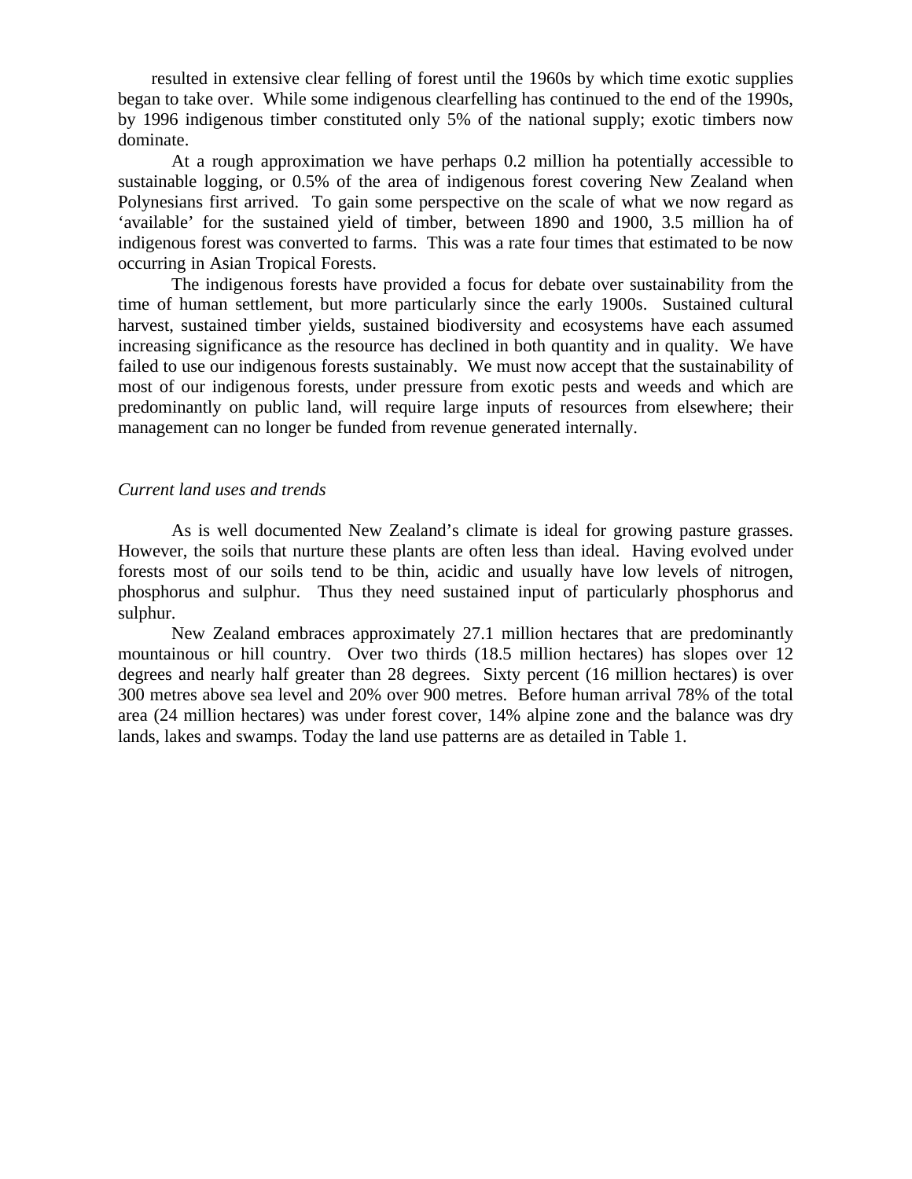resulted in extensive clear felling of forest until the 1960s by which time exotic supplies began to take over. While some indigenous clearfelling has continued to the end of the 1990s, by 1996 indigenous timber constituted only 5% of the national supply; exotic timbers now dominate.

At a rough approximation we have perhaps 0.2 million ha potentially accessible to sustainable logging, or 0.5% of the area of indigenous forest covering New Zealand when Polynesians first arrived. To gain some perspective on the scale of what we now regard as 'available' for the sustained yield of timber, between 1890 and 1900, 3.5 million ha of indigenous forest was converted to farms. This was a rate four times that estimated to be now occurring in Asian Tropical Forests.

The indigenous forests have provided a focus for debate over sustainability from the time of human settlement, but more particularly since the early 1900s. Sustained cultural harvest, sustained timber yields, sustained biodiversity and ecosystems have each assumed increasing significance as the resource has declined in both quantity and in quality. We have failed to use our indigenous forests sustainably. We must now accept that the sustainability of most of our indigenous forests, under pressure from exotic pests and weeds and which are predominantly on public land, will require large inputs of resources from elsewhere; their management can no longer be funded from revenue generated internally.

*Current land uses and trends*

As is well documented New Zealand's climate is ideal for growing pasture grasses. However, the soils that nurture these plants are often less than ideal. Having evolved under forests most of our soils tend to be thin, acidic and usually have low levels of nitrogen, phosphorus and sulphur. Thus they need sustained input of particularly phosphorus and sulphur.

New Zealand embraces approximately 27.1 million hectares that are predominantly mountainous or hill country. Over two thirds (18.5 million hectares) has slopes over 12 degrees and nearly half greater than 28 degrees. Sixty percent (16 million hectares) is over 300 metres above sea level and 20% over 900 metres. Before human arrival 78% of the total area (24 million hectares) was under forest cover, 14% alpine zone and the balance was dry lands, lakes and swamps. Today the land use patterns are as detailed in Table 1.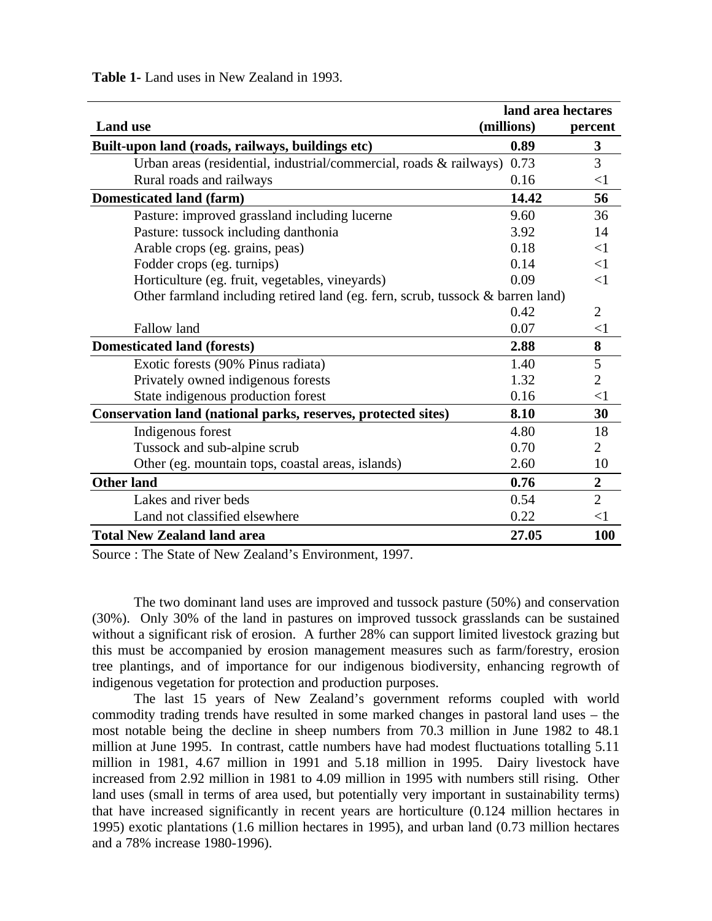**Table 1**- Land uses in New Zealand in 1993.

| Land use | land area hectares (millions) | percent |
|---|---|---|
| **Built-upon land (roads, railways, buildings etc)** | **0.89** | **3** |
| Urban areas (residential, industrial/commercial, roads & railways) | 0.73 | 3 |
| Rural roads and railways | 0.16 | <1 |
| **Domesticated land (farm)** | **14.42** | **56** |
| Pasture: improved grassland including lucerne | 9.60 | 36 |
| Pasture: tussock including danthonia | 3.92 | 14 |
| Arable crops (eg. grains, peas) | 0.18 | <1 |
| Fodder crops (eg. turnips) | 0.14 | <1 |
| Horticulture (eg. fruit, vegetables, vineyards) | 0.09 | <1 |
| Other farmland including retired land (eg. fern, scrub, tussock & barren land) | 0.42 | 2 |
| Fallow land | 0.07 | <1 |
| **Domesticated land (forests)** | **2.88** | **8** |
| Exotic forests (90% Pinus radiata) | 1.40 | 5 |
| Privately owned indigenous forests | 1.32 | 2 |
| State indigenous production forest | 0.16 | <1 |
| **Conservation land (national parks, reserves, protected sites)** | **8.10** | **30** |
| Indigenous forest | 4.80 | 18 |
| Tussock and sub-alpine scrub | 0.70 | 2 |
| Other (eg. mountain tops, coastal areas, islands) | 2.60 | 10 |
| **Other land** | **0.76** | **2** |
| Lakes and river beds | 0.54 | 2 |
| Land not classified elsewhere | 0.22 | <1 |
| **Total New Zealand land area** | **27.05** | **100** |

Source : The State of New Zealand's Environment, 1997.

The two dominant land uses are improved and tussock pasture (50%) and conservation (30%). Only 30% of the land in pastures on improved tussock grasslands can be sustained without a significant risk of erosion. A further 28% can support limited livestock grazing but this must be accompanied by erosion management measures such as farm/forestry, erosion tree plantings, and of importance for our indigenous biodiversity, enhancing regrowth of indigenous vegetation for protection and production purposes.

The last 15 years of New Zealand's government reforms coupled with world commodity trading trends have resulted in some marked changes in pastoral land uses – the most notable being the decline in sheep numbers from 70.3 million in June 1982 to 48.1 million at June 1995. In contrast, cattle numbers have had modest fluctuations totalling 5.11 million in 1981, 4.67 million in 1991 and 5.18 million in 1995. Dairy livestock have increased from 2.92 million in 1981 to 4.09 million in 1995 with numbers still rising. Other land uses (small in terms of area used, but potentially very important in sustainability terms) that have increased significantly in recent years are horticulture (0.124 million hectares in 1995) exotic plantations (1.6 million hectares in 1995), and urban land (0.73 million hectares and a 78% increase 1980-1996).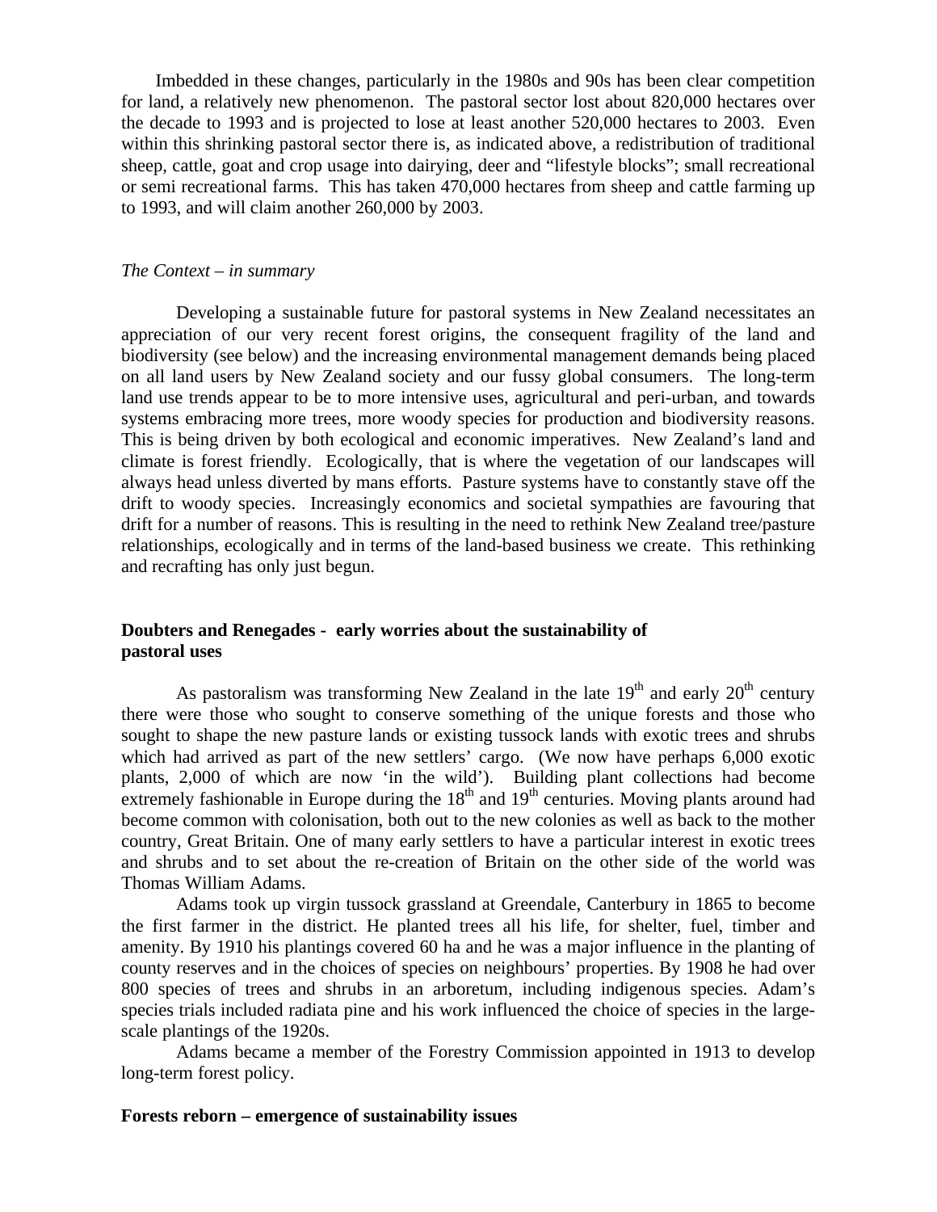Imbedded in these changes, particularly in the 1980s and 90s has been clear competition for land, a relatively new phenomenon. The pastoral sector lost about 820,000 hectares over the decade to 1993 and is projected to lose at least another 520,000 hectares to 2003. Even within this shrinking pastoral sector there is, as indicated above, a redistribution of traditional sheep, cattle, goat and crop usage into dairying, deer and "lifestyle blocks"; small recreational or semi recreational farms. This has taken 470,000 hectares from sheep and cattle farming up to 1993, and will claim another 260,000 by 2003.

*The Context – in summary*

Developing a sustainable future for pastoral systems in New Zealand necessitates an appreciation of our very recent forest origins, the consequent fragility of the land and biodiversity (see below) and the increasing environmental management demands being placed on all land users by New Zealand society and our fussy global consumers. The long-term land use trends appear to be to more intensive uses, agricultural and peri-urban, and towards systems embracing more trees, more woody species for production and biodiversity reasons. This is being driven by both ecological and economic imperatives. New Zealand's land and climate is forest friendly. Ecologically, that is where the vegetation of our landscapes will always head unless diverted by mans efforts. Pasture systems have to constantly stave off the drift to woody species. Increasingly economics and societal sympathies are favouring that drift for a number of reasons. This is resulting in the need to rethink New Zealand tree/pasture relationships, ecologically and in terms of the land-based business we create. This rethinking and recrafting has only just begun.

**Doubters and Renegades - early worries about the sustainability of pastoral uses**

As pastoralism was transforming New Zealand in the late 19th and early 20th century there were those who sought to conserve something of the unique forests and those who sought to shape the new pasture lands or existing tussock lands with exotic trees and shrubs which had arrived as part of the new settlers' cargo. (We now have perhaps 6,000 exotic plants, 2,000 of which are now 'in the wild'). Building plant collections had become extremely fashionable in Europe during the 18th and 19th centuries. Moving plants around had become common with colonisation, both out to the new colonies as well as back to the mother country, Great Britain. One of many early settlers to have a particular interest in exotic trees and shrubs and to set about the re-creation of Britain on the other side of the world was Thomas William Adams.

Adams took up virgin tussock grassland at Greendale, Canterbury in 1865 to become the first farmer in the district. He planted trees all his life, for shelter, fuel, timber and amenity. By 1910 his plantings covered 60 ha and he was a major influence in the planting of county reserves and in the choices of species on neighbours' properties. By 1908 he had over 800 species of trees and shrubs in an arboretum, including indigenous species. Adam's species trials included radiata pine and his work influenced the choice of species in the large-scale plantings of the 1920s.

Adams became a member of the Forestry Commission appointed in 1913 to develop long-term forest policy.

**Forests reborn – emergence of sustainability issues**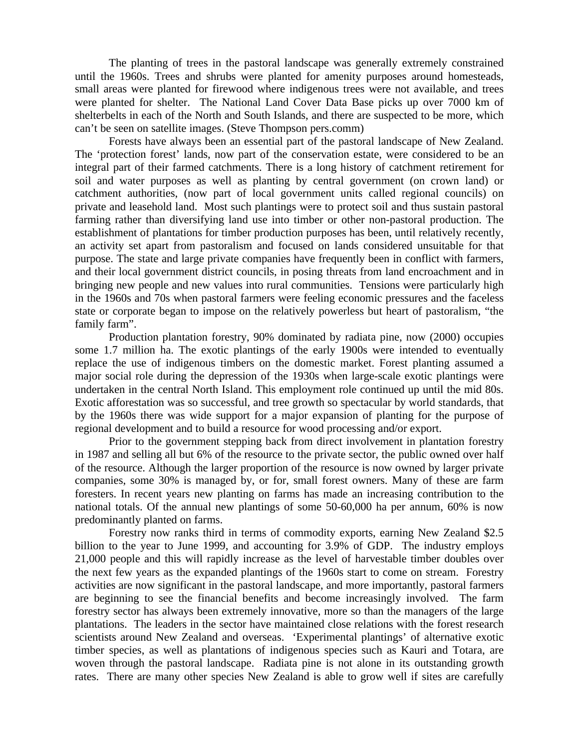The planting of trees in the pastoral landscape was generally extremely constrained until the 1960s. Trees and shrubs were planted for amenity purposes around homesteads, small areas were planted for firewood where indigenous trees were not available, and trees were planted for shelter. The National Land Cover Data Base picks up over 7000 km of shelterbelts in each of the North and South Islands, and there are suspected to be more, which can't be seen on satellite images. (Steve Thompson pers.comm)

Forests have always been an essential part of the pastoral landscape of New Zealand. The 'protection forest' lands, now part of the conservation estate, were considered to be an integral part of their farmed catchments. There is a long history of catchment retirement for soil and water purposes as well as planting by central government (on crown land) or catchment authorities, (now part of local government units called regional councils) on private and leasehold land. Most such plantings were to protect soil and thus sustain pastoral farming rather than diversifying land use into timber or other non-pastoral production. The establishment of plantations for timber production purposes has been, until relatively recently, an activity set apart from pastoralism and focused on lands considered unsuitable for that purpose. The state and large private companies have frequently been in conflict with farmers, and their local government district councils, in posing threats from land encroachment and in bringing new people and new values into rural communities. Tensions were particularly high in the 1960s and 70s when pastoral farmers were feeling economic pressures and the faceless state or corporate began to impose on the relatively powerless but heart of pastoralism, "the family farm".

Production plantation forestry, 90% dominated by radiata pine, now (2000) occupies some 1.7 million ha. The exotic plantings of the early 1900s were intended to eventually replace the use of indigenous timbers on the domestic market. Forest planting assumed a major social role during the depression of the 1930s when large-scale exotic plantings were undertaken in the central North Island. This employment role continued up until the mid 80s. Exotic afforestation was so successful, and tree growth so spectacular by world standards, that by the 1960s there was wide support for a major expansion of planting for the purpose of regional development and to build a resource for wood processing and/or export.

Prior to the government stepping back from direct involvement in plantation forestry in 1987 and selling all but 6% of the resource to the private sector, the public owned over half of the resource. Although the larger proportion of the resource is now owned by larger private companies, some 30% is managed by, or for, small forest owners. Many of these are farm foresters. In recent years new planting on farms has made an increasing contribution to the national totals. Of the annual new plantings of some 50-60,000 ha per annum, 60% is now predominantly planted on farms.

Forestry now ranks third in terms of commodity exports, earning New Zealand $2.5 billion to the year to June 1999, and accounting for 3.9% of GDP. The industry employs 21,000 people and this will rapidly increase as the level of harvestable timber doubles over the next few years as the expanded plantings of the 1960s start to come on stream. Forestry activities are now significant in the pastoral landscape, and more importantly, pastoral farmers are beginning to see the financial benefits and become increasingly involved. The farm forestry sector has always been extremely innovative, more so than the managers of the large plantations. The leaders in the sector have maintained close relations with the forest research scientists around New Zealand and overseas. 'Experimental plantings' of alternative exotic timber species, as well as plantations of indigenous species such as Kauri and Totara, are woven through the pastoral landscape. Radiata pine is not alone in its outstanding growth rates. There are many other species New Zealand is able to grow well if sites are carefully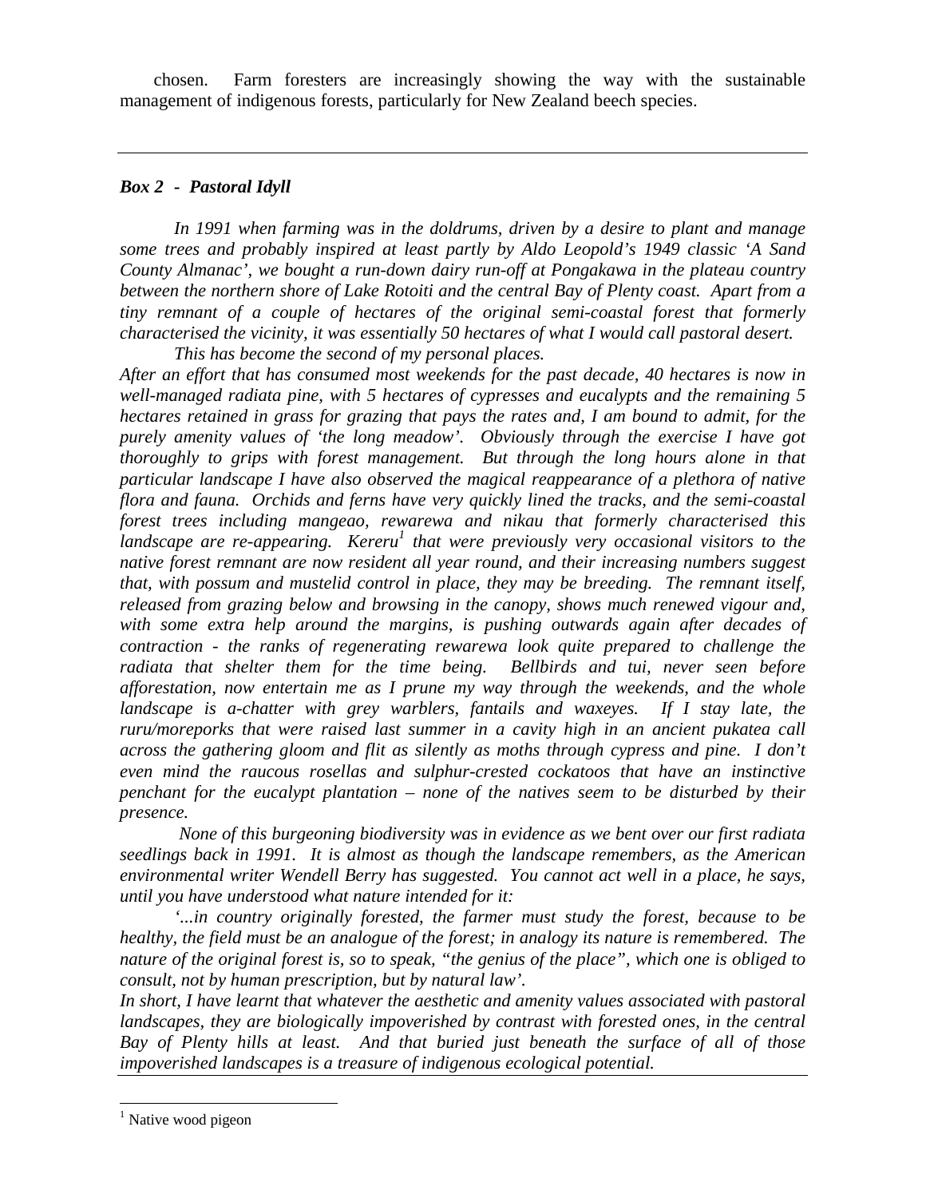chosen. Farm foresters are increasingly showing the way with the sustainable management of indigenous forests, particularly for New Zealand beech species.

---

***Box 2 - Pastoral Idyll***

*In 1991 when farming was in the doldrums, driven by a desire to plant and manage some trees and probably inspired at least partly by Aldo Leopold's 1949 classic 'A Sand County Almanac', we bought a run-down dairy run-off at Pongakawa in the plateau country between the northern shore of Lake Rotoiti and the central Bay of Plenty coast. Apart from a tiny remnant of a couple of hectares of the original semi-coastal forest that formerly characterised the vicinity, it was essentially 50 hectares of what I would call pastoral desert.*

*This has become the second of my personal places.*

*After an effort that has consumed most weekends for the past decade, 40 hectares is now in well-managed radiata pine, with 5 hectares of cypresses and eucalypts and the remaining 5 hectares retained in grass for grazing that pays the rates and, I am bound to admit, for the purely amenity values of 'the long meadow'. Obviously through the exercise I have got thoroughly to grips with forest management. But through the long hours alone in that particular landscape I have also observed the magical reappearance of a plethora of native flora and fauna. Orchids and ferns have very quickly lined the tracks, and the semi-coastal forest trees including mangeao, rewarewa and nikau that formerly characterised this landscape are re-appearing. Kereru*[1] *that were previously very occasional visitors to the native forest remnant are now resident all year round, and their increasing numbers suggest that, with possum and mustelid control in place, they may be breeding. The remnant itself, released from grazing below and browsing in the canopy, shows much renewed vigour and, with some extra help around the margins, is pushing outwards again after decades of contraction - the ranks of regenerating rewarewa look quite prepared to challenge the radiata that shelter them for the time being. Bellbirds and tui, never seen before afforestation, now entertain me as I prune my way through the weekends, and the whole landscape is a-chatter with grey warblers, fantails and waxeyes. If I stay late, the ruru/moreporks that were raised last summer in a cavity high in an ancient pukatea call across the gathering gloom and flit as silently as moths through cypress and pine. I don't even mind the raucous rosellas and sulphur-crested cockatoos that have an instinctive penchant for the eucalypt plantation – none of the natives seem to be disturbed by their presence.*

*None of this burgeoning biodiversity was in evidence as we bent over our first radiata seedlings back in 1991. It is almost as though the landscape remembers, as the American environmental writer Wendell Berry has suggested. You cannot act well in a place, he says, until you have understood what nature intended for it:*

*'...in country originally forested, the farmer must study the forest, because to be healthy, the field must be an analogue of the forest; in analogy its nature is remembered. The nature of the original forest is, so to speak, "the genius of the place", which one is obliged to consult, not by human prescription, but by natural law'.*

*In short, I have learnt that whatever the aesthetic and amenity values associated with pastoral landscapes, they are biologically impoverished by contrast with forested ones, in the central Bay of Plenty hills at least. And that buried just beneath the surface of all of those impoverished landscapes is a treasure of indigenous ecological potential.*

---

[1] Native wood pigeon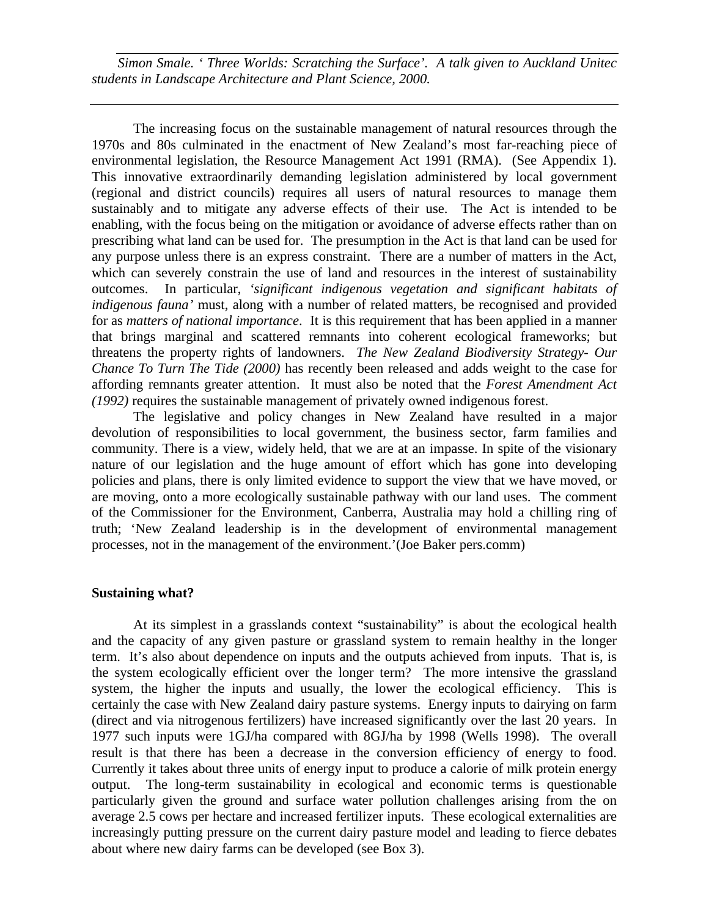*Simon Smale. ' Three Worlds: Scratching the Surface'. A talk given to Auckland Unitec students in Landscape Architecture and Plant Science, 2000.*

The increasing focus on the sustainable management of natural resources through the 1970s and 80s culminated in the enactment of New Zealand's most far-reaching piece of environmental legislation, the Resource Management Act 1991 (RMA). (See Appendix 1). This innovative extraordinarily demanding legislation administered by local government (regional and district councils) requires all users of natural resources to manage them sustainably and to mitigate any adverse effects of their use. The Act is intended to be enabling, with the focus being on the mitigation or avoidance of adverse effects rather than on prescribing what land can be used for. The presumption in the Act is that land can be used for any purpose unless there is an express constraint. There are a number of matters in the Act, which can severely constrain the use of land and resources in the interest of sustainability outcomes. In particular, '*significant indigenous vegetation and significant habitats of indigenous fauna'* must, along with a number of related matters, be recognised and provided for as *matters of national importance*. It is this requirement that has been applied in a manner that brings marginal and scattered remnants into coherent ecological frameworks; but threatens the property rights of landowners. *The New Zealand Biodiversity Strategy- Our Chance To Turn The Tide (2000)* has recently been released and adds weight to the case for affording remnants greater attention. It must also be noted that the *Forest Amendment Act (1992)* requires the sustainable management of privately owned indigenous forest.

The legislative and policy changes in New Zealand have resulted in a major devolution of responsibilities to local government, the business sector, farm families and community. There is a view, widely held, that we are at an impasse. In spite of the visionary nature of our legislation and the huge amount of effort which has gone into developing policies and plans, there is only limited evidence to support the view that we have moved, or are moving, onto a more ecologically sustainable pathway with our land uses. The comment of the Commissioner for the Environment, Canberra, Australia may hold a chilling ring of truth; 'New Zealand leadership is in the development of environmental management processes, not in the management of the environment.'(Joe Baker pers.comm)

**Sustaining what?**

At its simplest in a grasslands context "sustainability" is about the ecological health and the capacity of any given pasture or grassland system to remain healthy in the longer term. It's also about dependence on inputs and the outputs achieved from inputs. That is, is the system ecologically efficient over the longer term? The more intensive the grassland system, the higher the inputs and usually, the lower the ecological efficiency. This is certainly the case with New Zealand dairy pasture systems. Energy inputs to dairying on farm (direct and via nitrogenous fertilizers) have increased significantly over the last 20 years. In 1977 such inputs were 1GJ/ha compared with 8GJ/ha by 1998 (Wells 1998). The overall result is that there has been a decrease in the conversion efficiency of energy to food. Currently it takes about three units of energy input to produce a calorie of milk protein energy output. The long-term sustainability in ecological and economic terms is questionable particularly given the ground and surface water pollution challenges arising from the on average 2.5 cows per hectare and increased fertilizer inputs. These ecological externalities are increasingly putting pressure on the current dairy pasture model and leading to fierce debates about where new dairy farms can be developed (see Box 3).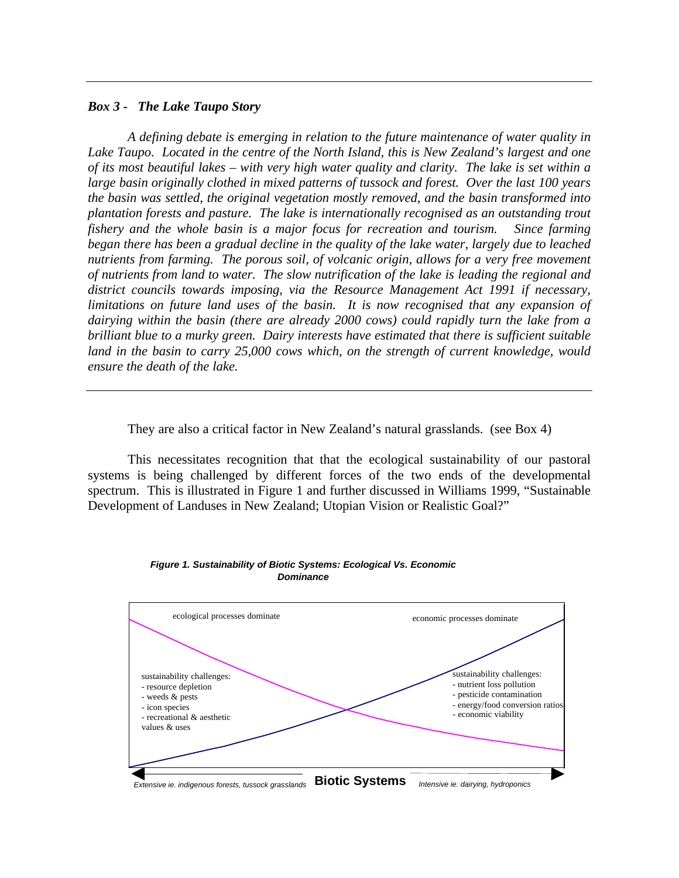*Box 3 - The Lake Taupo Story*

*A defining debate is emerging in relation to the future maintenance of water quality in Lake Taupo. Located in the centre of the North Island, this is New Zealand's largest and one of its most beautiful lakes – with very high water quality and clarity. The lake is set within a large basin originally clothed in mixed patterns of tussock and forest. Over the last 100 years the basin was settled, the original vegetation mostly removed, and the basin transformed into plantation forests and pasture. The lake is internationally recognised as an outstanding trout fishery and the whole basin is a major focus for recreation and tourism. Since farming began there has been a gradual decline in the quality of the lake water, largely due to leached nutrients from farming. The porous soil, of volcanic origin, allows for a very free movement of nutrients from land to water. The slow nutrification of the lake is leading the regional and district councils towards imposing, via the Resource Management Act 1991 if necessary, limitations on future land uses of the basin. It is now recognised that any expansion of dairying within the basin (there are already 2000 cows) could rapidly turn the lake from a brilliant blue to a murky green. Dairy interests have estimated that there is sufficient suitable land in the basin to carry 25,000 cows which, on the strength of current knowledge, would ensure the death of the lake.*

---

They are also a critical factor in New Zealand's natural grasslands. (see Box 4)

This necessitates recognition that that the ecological sustainability of our pastoral systems is being challenged by different forces of the two ends of the developmental spectrum. This is illustrated in Figure 1 and further discussed in Williams 1999, "Sustainable Development of Landuses in New Zealand; Utopian Vision or Realistic Goal?"

***Figure 1. Sustainability of Biotic Systems: Ecological Vs. Economic Dominance***

ecological processes dominate

economic processes dominate

sustainability challenges:
- resource depletion
- weeds & pests
- icon species
- recreational & aesthetic values & uses

sustainability challenges:
- nutrient loss pollution
- pesticide contamination
- energy/food conversion ratios
- economic viability

*Extensive ie. indigenous forests, tussock grasslands* **Biotic Systems** *Intensive ie. dairying, hydroponics*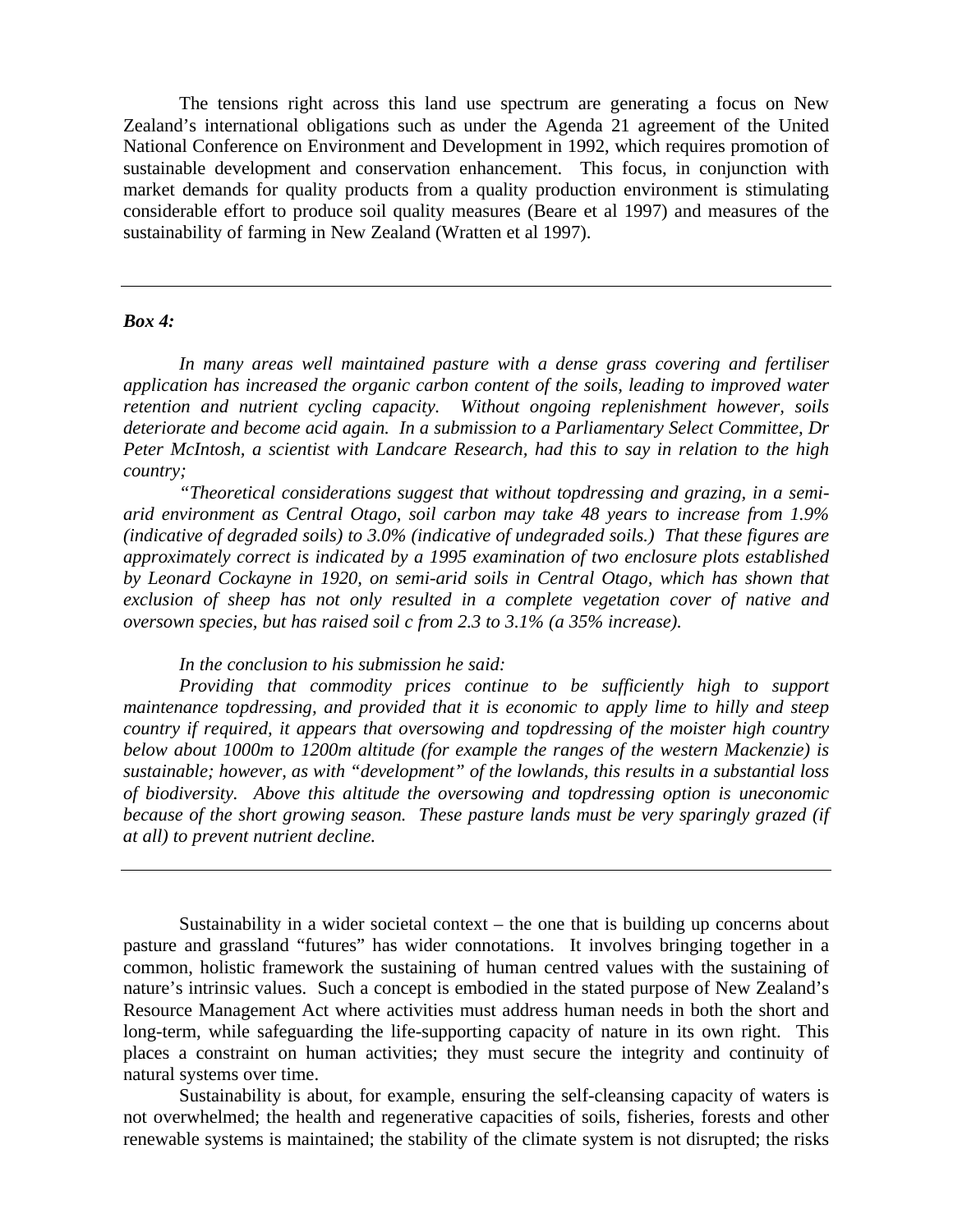The tensions right across this land use spectrum are generating a focus on New Zealand's international obligations such as under the Agenda 21 agreement of the United National Conference on Environment and Development in 1992, which requires promotion of sustainable development and conservation enhancement. This focus, in conjunction with market demands for quality products from a quality production environment is stimulating considerable effort to produce soil quality measures (Beare et al 1997) and measures of the sustainability of farming in New Zealand (Wratten et al 1997).

---

***Box 4:***

*In many areas well maintained pasture with a dense grass covering and fertiliser application has increased the organic carbon content of the soils, leading to improved water retention and nutrient cycling capacity. Without ongoing replenishment however, soils deteriorate and become acid again. In a submission to a Parliamentary Select Committee, Dr Peter McIntosh, a scientist with Landcare Research, had this to say in relation to the high country;*

*"Theoretical considerations suggest that without topdressing and grazing, in a semi-arid environment as Central Otago, soil carbon may take 48 years to increase from 1.9% (indicative of degraded soils) to 3.0% (indicative of undegraded soils.) That these figures are approximately correct is indicated by a 1995 examination of two enclosure plots established by Leonard Cockayne in 1920, on semi-arid soils in Central Otago, which has shown that exclusion of sheep has not only resulted in a complete vegetation cover of native and oversown species, but has raised soil c from 2.3 to 3.1% (a 35% increase).*

*In the conclusion to his submission he said:*

*Providing that commodity prices continue to be sufficiently high to support maintenance topdressing, and provided that it is economic to apply lime to hilly and steep country if required, it appears that oversowing and topdressing of the moister high country below about 1000m to 1200m altitude (for example the ranges of the western Mackenzie) is sustainable; however, as with "development" of the lowlands, this results in a substantial loss of biodiversity. Above this altitude the oversowing and topdressing option is uneconomic because of the short growing season. These pasture lands must be very sparingly grazed (if at all) to prevent nutrient decline.*

---

Sustainability in a wider societal context – the one that is building up concerns about pasture and grassland "futures" has wider connotations. It involves bringing together in a common, holistic framework the sustaining of human centred values with the sustaining of nature's intrinsic values. Such a concept is embodied in the stated purpose of New Zealand's Resource Management Act where activities must address human needs in both the short and long-term, while safeguarding the life-supporting capacity of nature in its own right. This places a constraint on human activities; they must secure the integrity and continuity of natural systems over time.

Sustainability is about, for example, ensuring the self-cleansing capacity of waters is not overwhelmed; the health and regenerative capacities of soils, fisheries, forests and other renewable systems is maintained; the stability of the climate system is not disrupted; the risks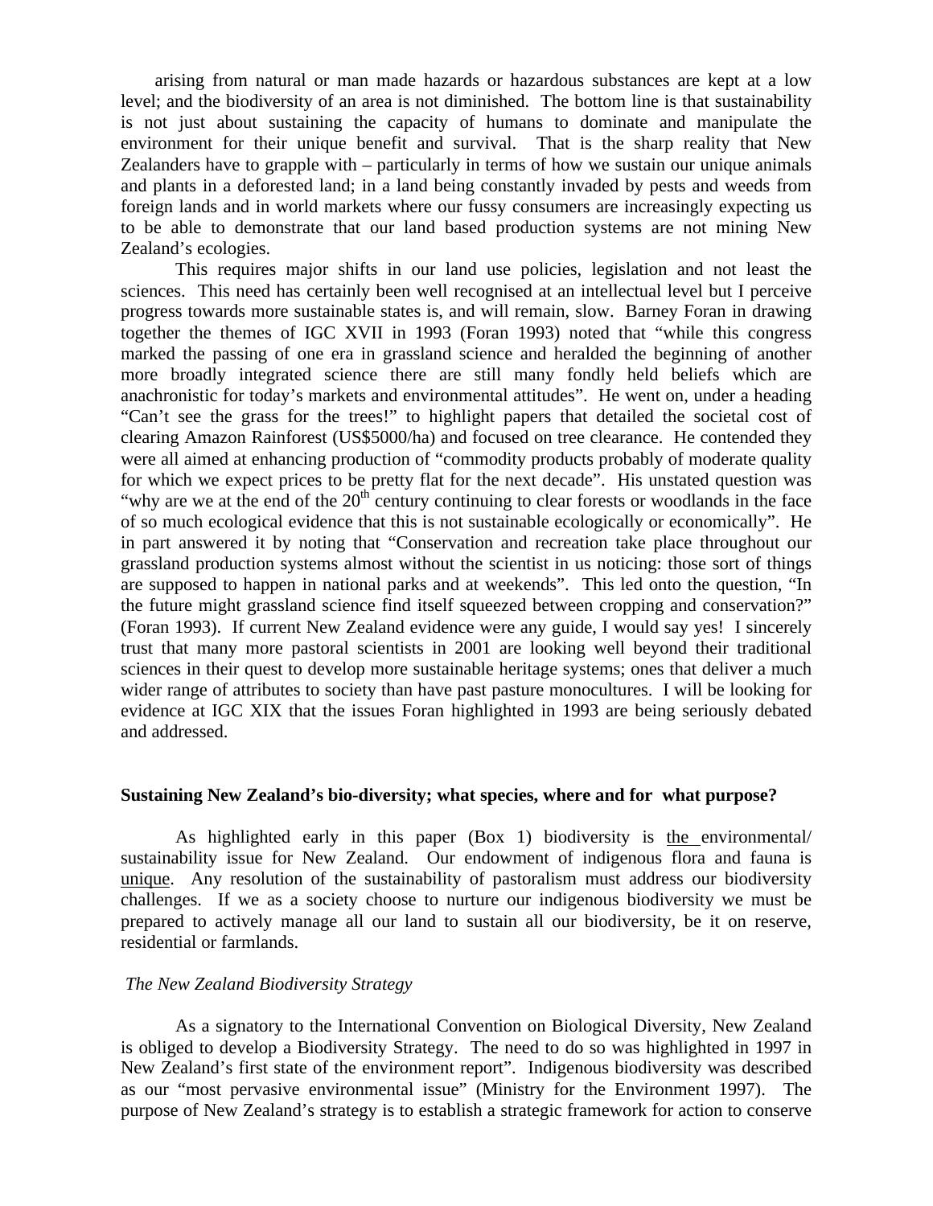arising from natural or man made hazards or hazardous substances are kept at a low level; and the biodiversity of an area is not diminished. The bottom line is that sustainability is not just about sustaining the capacity of humans to dominate and manipulate the environment for their unique benefit and survival. That is the sharp reality that New Zealanders have to grapple with – particularly in terms of how we sustain our unique animals and plants in a deforested land; in a land being constantly invaded by pests and weeds from foreign lands and in world markets where our fussy consumers are increasingly expecting us to be able to demonstrate that our land based production systems are not mining New Zealand's ecologies.

This requires major shifts in our land use policies, legislation and not least the sciences. This need has certainly been well recognised at an intellectual level but I perceive progress towards more sustainable states is, and will remain, slow. Barney Foran in drawing together the themes of IGC XVII in 1993 (Foran 1993) noted that "while this congress marked the passing of one era in grassland science and heralded the beginning of another more broadly integrated science there are still many fondly held beliefs which are anachronistic for today's markets and environmental attitudes". He went on, under a heading "Can't see the grass for the trees!" to highlight papers that detailed the societal cost of clearing Amazon Rainforest (US$5000/ha) and focused on tree clearance. He contended they were all aimed at enhancing production of "commodity products probably of moderate quality for which we expect prices to be pretty flat for the next decade". His unstated question was "why are we at the end of the 20th century continuing to clear forests or woodlands in the face of so much ecological evidence that this is not sustainable ecologically or economically". He in part answered it by noting that "Conservation and recreation take place throughout our grassland production systems almost without the scientist in us noticing: those sort of things are supposed to happen in national parks and at weekends". This led onto the question, "In the future might grassland science find itself squeezed between cropping and conservation?" (Foran 1993). If current New Zealand evidence were any guide, I would say yes! I sincerely trust that many more pastoral scientists in 2001 are looking well beyond their traditional sciences in their quest to develop more sustainable heritage systems; ones that deliver a much wider range of attributes to society than have past pasture monocultures. I will be looking for evidence at IGC XIX that the issues Foran highlighted in 1993 are being seriously debated and addressed.

**Sustaining New Zealand's bio-diversity; what species, where and for what purpose?**

As highlighted early in this paper (Box 1) biodiversity is the environmental/ sustainability issue for New Zealand. Our endowment of indigenous flora and fauna is unique. Any resolution of the sustainability of pastoralism must address our biodiversity challenges. If we as a society choose to nurture our indigenous biodiversity we must be prepared to actively manage all our land to sustain all our biodiversity, be it on reserve, residential or farmlands.

*The New Zealand Biodiversity Strategy*

As a signatory to the International Convention on Biological Diversity, New Zealand is obliged to develop a Biodiversity Strategy. The need to do so was highlighted in 1997 in New Zealand's first state of the environment report". Indigenous biodiversity was described as our "most pervasive environmental issue" (Ministry for the Environment 1997). The purpose of New Zealand's strategy is to establish a strategic framework for action to conserve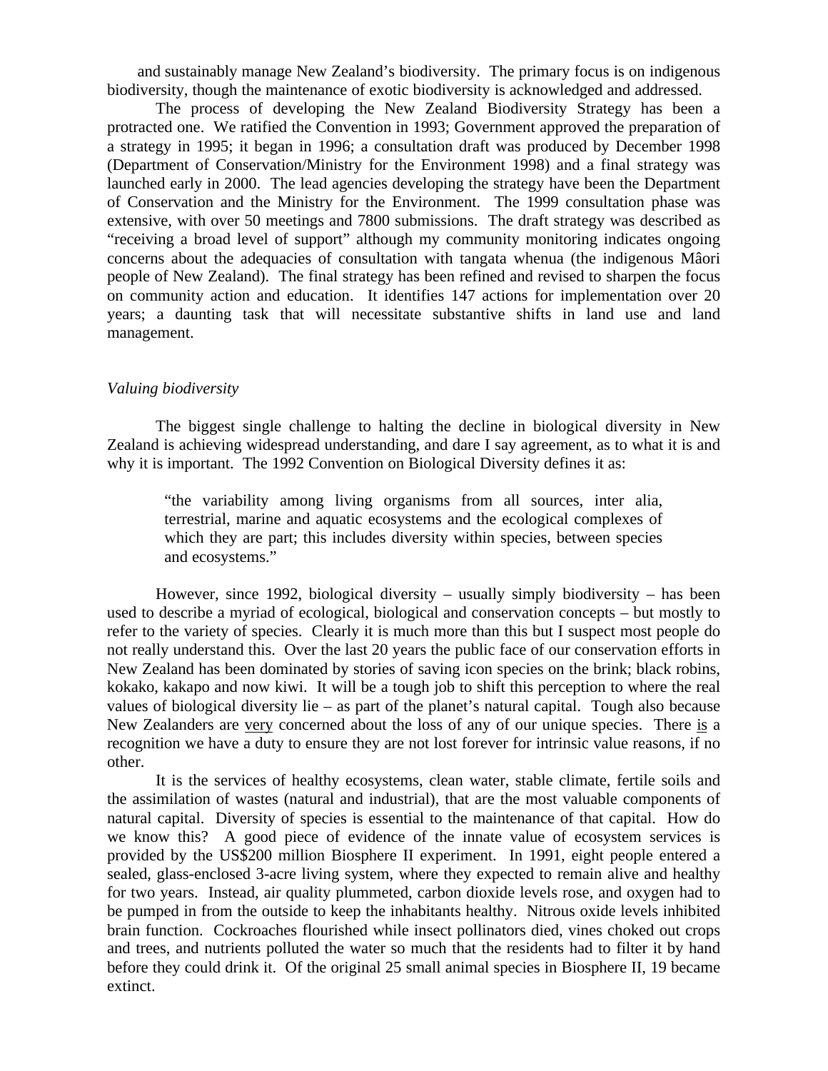and sustainably manage New Zealand's biodiversity. The primary focus is on indigenous biodiversity, though the maintenance of exotic biodiversity is acknowledged and addressed.

The process of developing the New Zealand Biodiversity Strategy has been a protracted one. We ratified the Convention in 1993; Government approved the preparation of a strategy in 1995; it began in 1996; a consultation draft was produced by December 1998 (Department of Conservation/Ministry for the Environment 1998) and a final strategy was launched early in 2000. The lead agencies developing the strategy have been the Department of Conservation and the Ministry for the Environment. The 1999 consultation phase was extensive, with over 50 meetings and 7800 submissions. The draft strategy was described as "receiving a broad level of support" although my community monitoring indicates ongoing concerns about the adequacies of consultation with tangata whenua (the indigenous Mâori people of New Zealand). The final strategy has been refined and revised to sharpen the focus on community action and education. It identifies 147 actions for implementation over 20 years; a daunting task that will necessitate substantive shifts in land use and land management.

*Valuing biodiversity*

The biggest single challenge to halting the decline in biological diversity in New Zealand is achieving widespread understanding, and dare I say agreement, as to what it is and why it is important. The 1992 Convention on Biological Diversity defines it as:

> "the variability among living organisms from all sources, inter alia, terrestrial, marine and aquatic ecosystems and the ecological complexes of which they are part; this includes diversity within species, between species and ecosystems."

However, since 1992, biological diversity – usually simply biodiversity – has been used to describe a myriad of ecological, biological and conservation concepts – but mostly to refer to the variety of species. Clearly it is much more than this but I suspect most people do not really understand this. Over the last 20 years the public face of our conservation efforts in New Zealand has been dominated by stories of saving icon species on the brink; black robins, kokako, kakapo and now kiwi. It will be a tough job to shift this perception to where the real values of biological diversity lie – as part of the planet's natural capital. Tough also because New Zealanders are <u>very</u> concerned about the loss of any of our unique species. There <u>is</u> a recognition we have a duty to ensure they are not lost forever for intrinsic value reasons, if no other.

It is the services of healthy ecosystems, clean water, stable climate, fertile soils and the assimilation of wastes (natural and industrial), that are the most valuable components of natural capital. Diversity of species is essential to the maintenance of that capital. How do we know this? A good piece of evidence of the innate value of ecosystem services is provided by the US$200 million Biosphere II experiment. In 1991, eight people entered a sealed, glass-enclosed 3-acre living system, where they expected to remain alive and healthy for two years. Instead, air quality plummeted, carbon dioxide levels rose, and oxygen had to be pumped in from the outside to keep the inhabitants healthy. Nitrous oxide levels inhibited brain function. Cockroaches flourished while insect pollinators died, vines choked out crops and trees, and nutrients polluted the water so much that the residents had to filter it by hand before they could drink it. Of the original 25 small animal species in Biosphere II, 19 became extinct.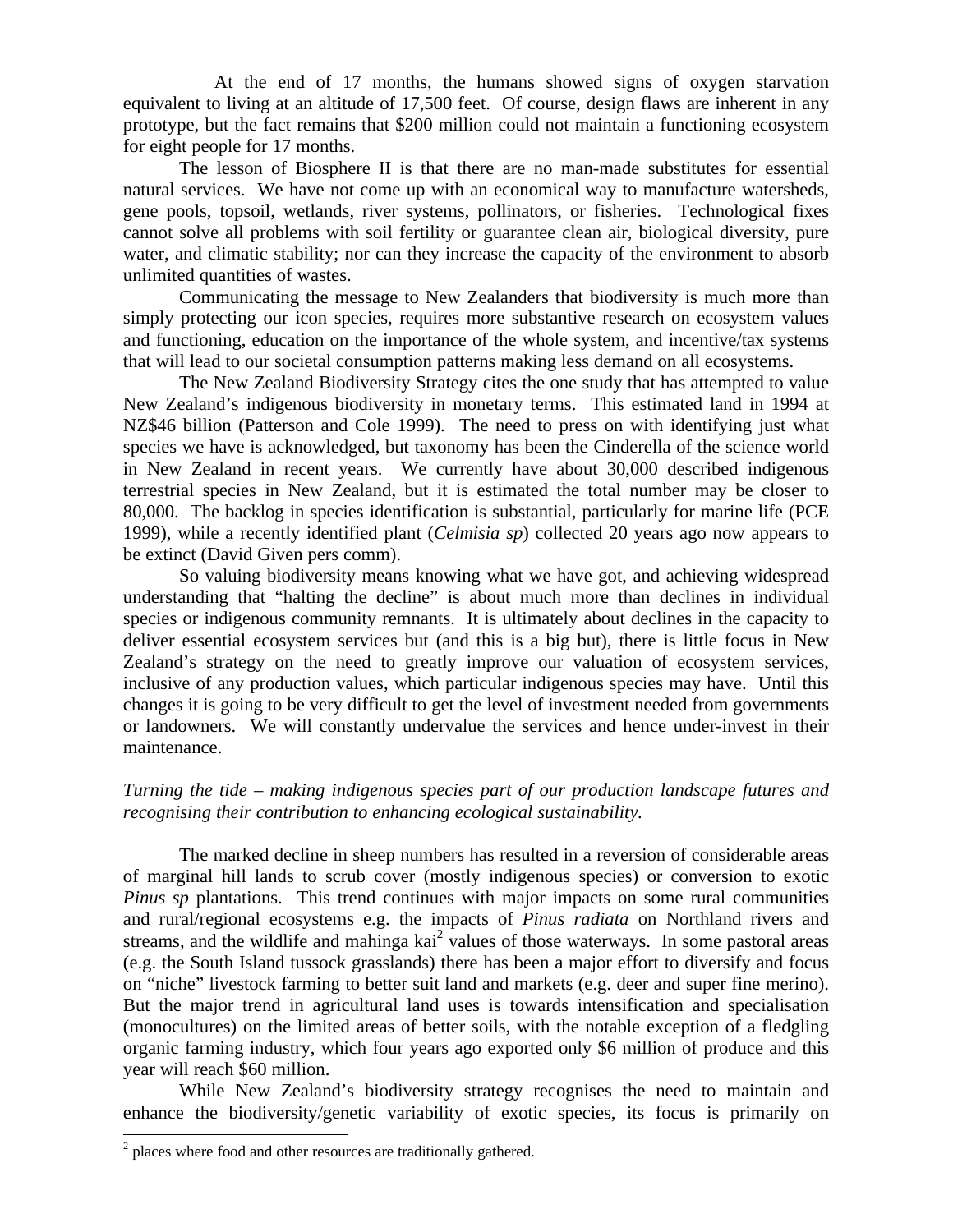At the end of 17 months, the humans showed signs of oxygen starvation equivalent to living at an altitude of 17,500 feet. Of course, design flaws are inherent in any prototype, but the fact remains that $200 million could not maintain a functioning ecosystem for eight people for 17 months.

The lesson of Biosphere II is that there are no man-made substitutes for essential natural services. We have not come up with an economical way to manufacture watersheds, gene pools, topsoil, wetlands, river systems, pollinators, or fisheries. Technological fixes cannot solve all problems with soil fertility or guarantee clean air, biological diversity, pure water, and climatic stability; nor can they increase the capacity of the environment to absorb unlimited quantities of wastes.

Communicating the message to New Zealanders that biodiversity is much more than simply protecting our icon species, requires more substantive research on ecosystem values and functioning, education on the importance of the whole system, and incentive/tax systems that will lead to our societal consumption patterns making less demand on all ecosystems.

The New Zealand Biodiversity Strategy cites the one study that has attempted to value New Zealand's indigenous biodiversity in monetary terms. This estimated land in 1994 at NZ$46 billion (Patterson and Cole 1999). The need to press on with identifying just what species we have is acknowledged, but taxonomy has been the Cinderella of the science world in New Zealand in recent years. We currently have about 30,000 described indigenous terrestrial species in New Zealand, but it is estimated the total number may be closer to 80,000. The backlog in species identification is substantial, particularly for marine life (PCE 1999), while a recently identified plant (*Celmisia sp*) collected 20 years ago now appears to be extinct (David Given pers comm).

So valuing biodiversity means knowing what we have got, and achieving widespread understanding that "halting the decline" is about much more than declines in individual species or indigenous community remnants. It is ultimately about declines in the capacity to deliver essential ecosystem services but (and this is a big but), there is little focus in New Zealand's strategy on the need to greatly improve our valuation of ecosystem services, inclusive of any production values, which particular indigenous species may have. Until this changes it is going to be very difficult to get the level of investment needed from governments or landowners. We will constantly undervalue the services and hence under-invest in their maintenance.

*Turning the tide – making indigenous species part of our production landscape futures and recognising their contribution to enhancing ecological sustainability.*

The marked decline in sheep numbers has resulted in a reversion of considerable areas of marginal hill lands to scrub cover (mostly indigenous species) or conversion to exotic *Pinus sp* plantations. This trend continues with major impacts on some rural communities and rural/regional ecosystems e.g. the impacts of *Pinus radiata* on Northland rivers and streams, and the wildlife and mahinga kai[2] values of those waterways. In some pastoral areas (e.g. the South Island tussock grasslands) there has been a major effort to diversify and focus on "niche" livestock farming to better suit land and markets (e.g. deer and super fine merino). But the major trend in agricultural land uses is towards intensification and specialisation (monocultures) on the limited areas of better soils, with the notable exception of a fledgling organic farming industry, which four years ago exported only $6 million of produce and this year will reach $60 million.

While New Zealand's biodiversity strategy recognises the need to maintain and enhance the biodiversity/genetic variability of exotic species, its focus is primarily on

[2] places where food and other resources are traditionally gathered.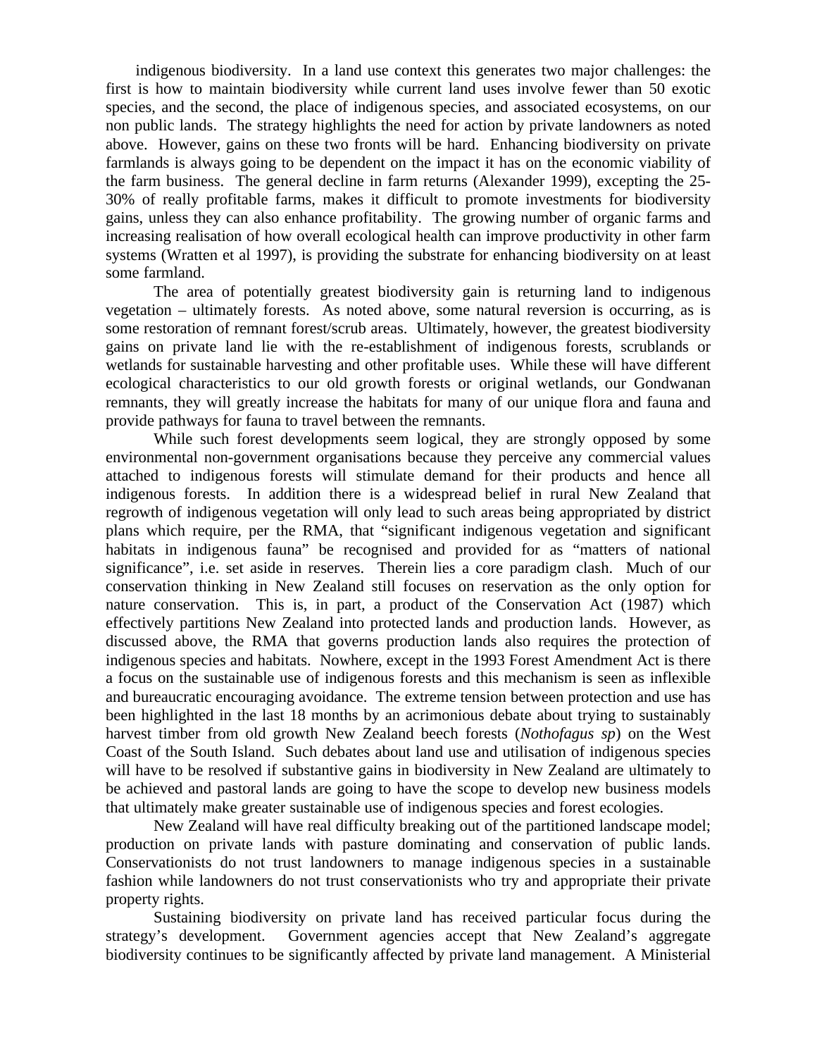indigenous biodiversity. In a land use context this generates two major challenges: the first is how to maintain biodiversity while current land uses involve fewer than 50 exotic species, and the second, the place of indigenous species, and associated ecosystems, on our non public lands. The strategy highlights the need for action by private landowners as noted above. However, gains on these two fronts will be hard. Enhancing biodiversity on private farmlands is always going to be dependent on the impact it has on the economic viability of the farm business. The general decline in farm returns (Alexander 1999), excepting the 25-30% of really profitable farms, makes it difficult to promote investments for biodiversity gains, unless they can also enhance profitability. The growing number of organic farms and increasing realisation of how overall ecological health can improve productivity in other farm systems (Wratten et al 1997), is providing the substrate for enhancing biodiversity on at least some farmland.

The area of potentially greatest biodiversity gain is returning land to indigenous vegetation – ultimately forests. As noted above, some natural reversion is occurring, as is some restoration of remnant forest/scrub areas. Ultimately, however, the greatest biodiversity gains on private land lie with the re-establishment of indigenous forests, scrublands or wetlands for sustainable harvesting and other profitable uses. While these will have different ecological characteristics to our old growth forests or original wetlands, our Gondwanan remnants, they will greatly increase the habitats for many of our unique flora and fauna and provide pathways for fauna to travel between the remnants.

While such forest developments seem logical, they are strongly opposed by some environmental non-government organisations because they perceive any commercial values attached to indigenous forests will stimulate demand for their products and hence all indigenous forests. In addition there is a widespread belief in rural New Zealand that regrowth of indigenous vegetation will only lead to such areas being appropriated by district plans which require, per the RMA, that "significant indigenous vegetation and significant habitats in indigenous fauna" be recognised and provided for as "matters of national significance", i.e. set aside in reserves. Therein lies a core paradigm clash. Much of our conservation thinking in New Zealand still focuses on reservation as the only option for nature conservation. This is, in part, a product of the Conservation Act (1987) which effectively partitions New Zealand into protected lands and production lands. However, as discussed above, the RMA that governs production lands also requires the protection of indigenous species and habitats. Nowhere, except in the 1993 Forest Amendment Act is there a focus on the sustainable use of indigenous forests and this mechanism is seen as inflexible and bureaucratic encouraging avoidance. The extreme tension between protection and use has been highlighted in the last 18 months by an acrimonious debate about trying to sustainably harvest timber from old growth New Zealand beech forests (*Nothofagus sp*) on the West Coast of the South Island. Such debates about land use and utilisation of indigenous species will have to be resolved if substantive gains in biodiversity in New Zealand are ultimately to be achieved and pastoral lands are going to have the scope to develop new business models that ultimately make greater sustainable use of indigenous species and forest ecologies.

New Zealand will have real difficulty breaking out of the partitioned landscape model; production on private lands with pasture dominating and conservation of public lands. Conservationists do not trust landowners to manage indigenous species in a sustainable fashion while landowners do not trust conservationists who try and appropriate their private property rights.

Sustaining biodiversity on private land has received particular focus during the strategy's development. Government agencies accept that New Zealand's aggregate biodiversity continues to be significantly affected by private land management. A Ministerial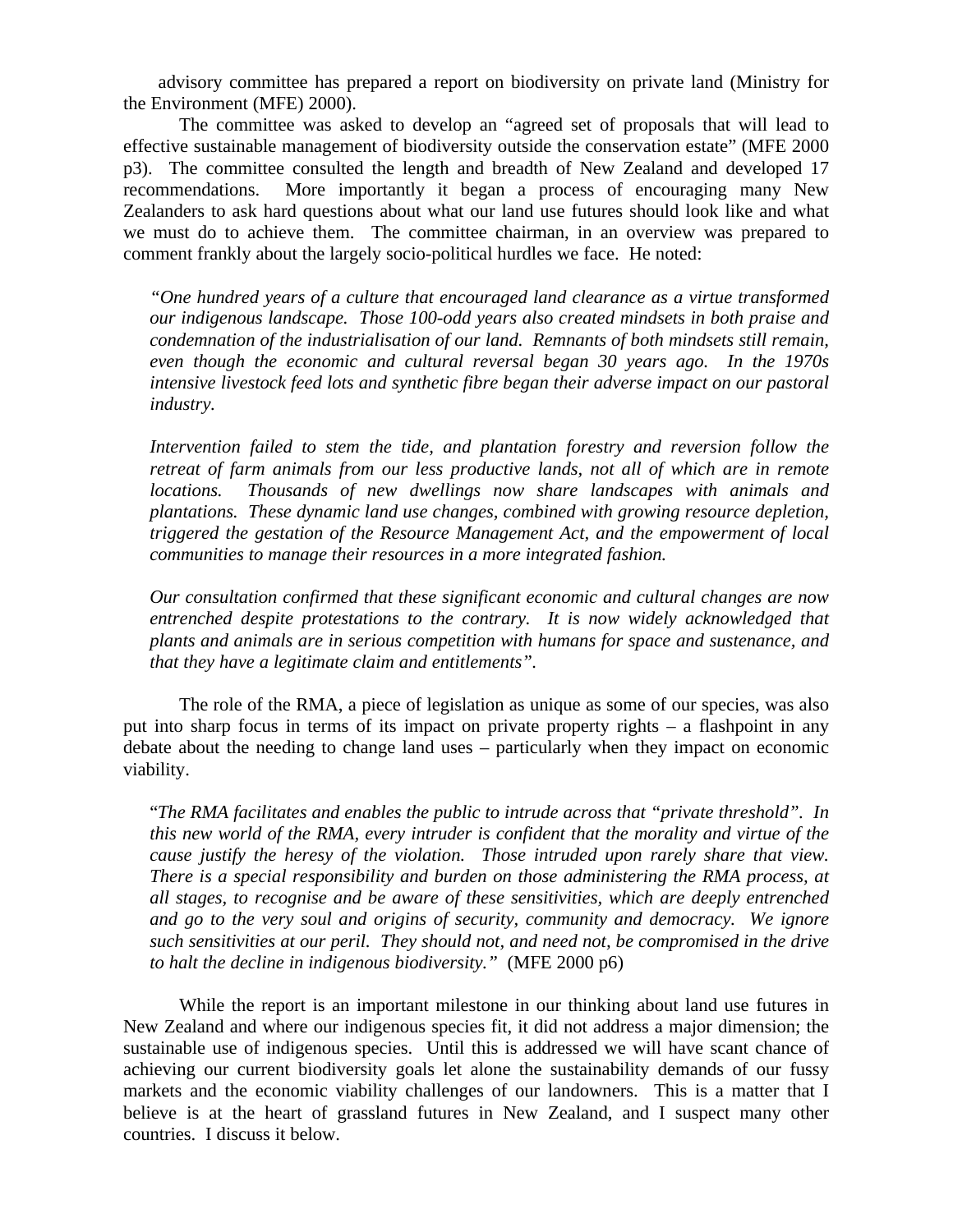advisory committee has prepared a report on biodiversity on private land (Ministry for the Environment (MFE) 2000).

The committee was asked to develop an "agreed set of proposals that will lead to effective sustainable management of biodiversity outside the conservation estate" (MFE 2000 p3). The committee consulted the length and breadth of New Zealand and developed 17 recommendations. More importantly it began a process of encouraging many New Zealanders to ask hard questions about what our land use futures should look like and what we must do to achieve them. The committee chairman, in an overview was prepared to comment frankly about the largely socio-political hurdles we face. He noted:

> *"One hundred years of a culture that encouraged land clearance as a virtue transformed our indigenous landscape. Those 100-odd years also created mindsets in both praise and condemnation of the industrialisation of our land. Remnants of both mindsets still remain, even though the economic and cultural reversal began 30 years ago. In the 1970s intensive livestock feed lots and synthetic fibre began their adverse impact on our pastoral industry.*
>
> *Intervention failed to stem the tide, and plantation forestry and reversion follow the retreat of farm animals from our less productive lands, not all of which are in remote locations. Thousands of new dwellings now share landscapes with animals and plantations. These dynamic land use changes, combined with growing resource depletion, triggered the gestation of the Resource Management Act, and the empowerment of local communities to manage their resources in a more integrated fashion.*
>
> *Our consultation confirmed that these significant economic and cultural changes are now entrenched despite protestations to the contrary. It is now widely acknowledged that plants and animals are in serious competition with humans for space and sustenance, and that they have a legitimate claim and entitlements".*

The role of the RMA, a piece of legislation as unique as some of our species, was also put into sharp focus in terms of its impact on private property rights – a flashpoint in any debate about the needing to change land uses – particularly when they impact on economic viability.

> "*The RMA facilitates and enables the public to intrude across that "private threshold". In this new world of the RMA, every intruder is confident that the morality and virtue of the cause justify the heresy of the violation. Those intruded upon rarely share that view. There is a special responsibility and burden on those administering the RMA process, at all stages, to recognise and be aware of these sensitivities, which are deeply entrenched and go to the very soul and origins of security, community and democracy. We ignore such sensitivities at our peril. They should not, and need not, be compromised in the drive to halt the decline in indigenous biodiversity."* (MFE 2000 p6)

While the report is an important milestone in our thinking about land use futures in New Zealand and where our indigenous species fit, it did not address a major dimension; the sustainable use of indigenous species. Until this is addressed we will have scant chance of achieving our current biodiversity goals let alone the sustainability demands of our fussy markets and the economic viability challenges of our landowners. This is a matter that I believe is at the heart of grassland futures in New Zealand, and I suspect many other countries. I discuss it below.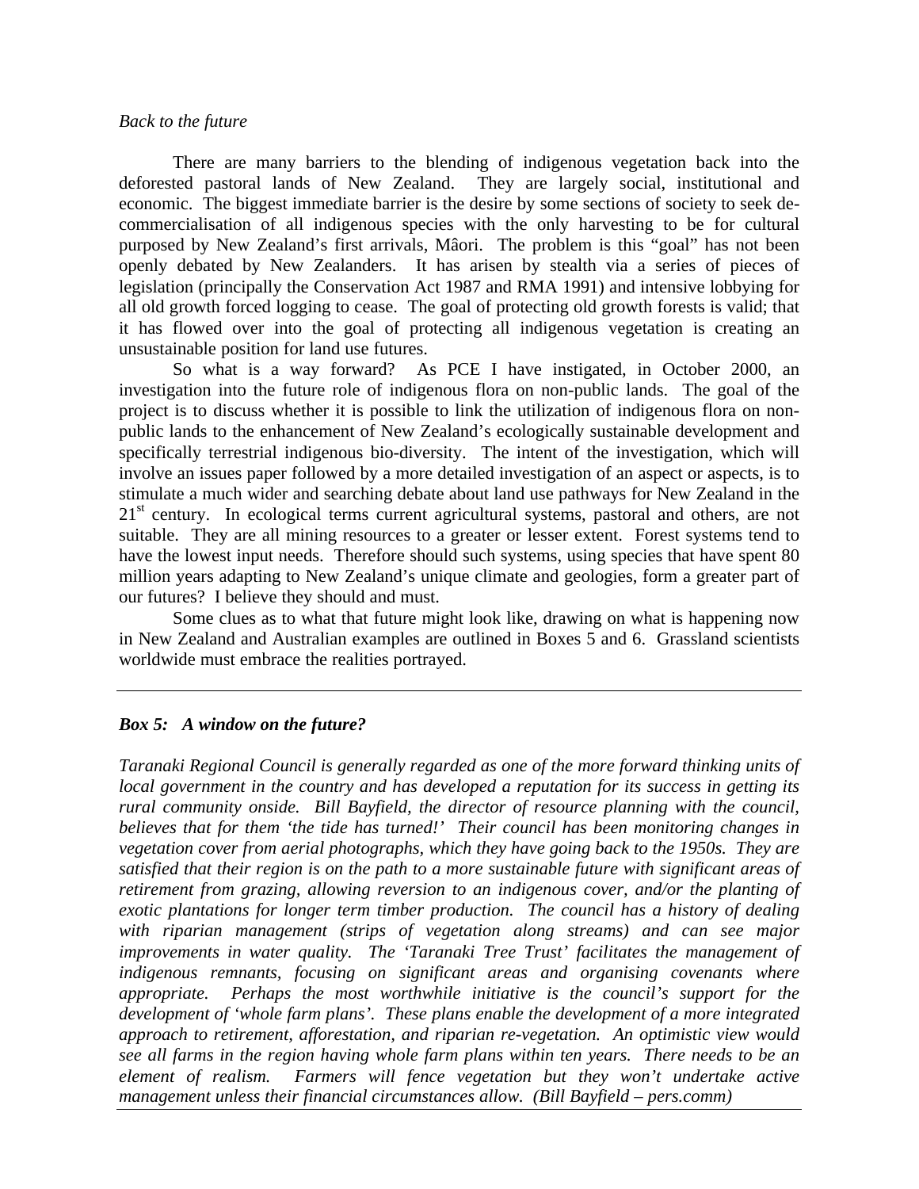*Back to the future*

There are many barriers to the blending of indigenous vegetation back into the deforested pastoral lands of New Zealand. They are largely social, institutional and economic. The biggest immediate barrier is the desire by some sections of society to seek de-commercialisation of all indigenous species with the only harvesting to be for cultural purposed by New Zealand's first arrivals, Mâori. The problem is this "goal" has not been openly debated by New Zealanders. It has arisen by stealth via a series of pieces of legislation (principally the Conservation Act 1987 and RMA 1991) and intensive lobbying for all old growth forced logging to cease. The goal of protecting old growth forests is valid; that it has flowed over into the goal of protecting all indigenous vegetation is creating an unsustainable position for land use futures.

So what is a way forward? As PCE I have instigated, in October 2000, an investigation into the future role of indigenous flora on non-public lands. The goal of the project is to discuss whether it is possible to link the utilization of indigenous flora on non-public lands to the enhancement of New Zealand's ecologically sustainable development and specifically terrestrial indigenous bio-diversity. The intent of the investigation, which will involve an issues paper followed by a more detailed investigation of an aspect or aspects, is to stimulate a much wider and searching debate about land use pathways for New Zealand in the 21st century. In ecological terms current agricultural systems, pastoral and others, are not suitable. They are all mining resources to a greater or lesser extent. Forest systems tend to have the lowest input needs. Therefore should such systems, using species that have spent 80 million years adapting to New Zealand's unique climate and geologies, form a greater part of our futures? I believe they should and must.

Some clues as to what that future might look like, drawing on what is happening now in New Zealand and Australian examples are outlined in Boxes 5 and 6. Grassland scientists worldwide must embrace the realities portrayed.

---

***Box 5: A window on the future?***

*Taranaki Regional Council is generally regarded as one of the more forward thinking units of local government in the country and has developed a reputation for its success in getting its rural community onside. Bill Bayfield, the director of resource planning with the council, believes that for them 'the tide has turned!' Their council has been monitoring changes in vegetation cover from aerial photographs, which they have going back to the 1950s. They are satisfied that their region is on the path to a more sustainable future with significant areas of retirement from grazing, allowing reversion to an indigenous cover, and/or the planting of exotic plantations for longer term timber production. The council has a history of dealing with riparian management (strips of vegetation along streams) and can see major improvements in water quality. The 'Taranaki Tree Trust' facilitates the management of indigenous remnants, focusing on significant areas and organising covenants where appropriate. Perhaps the most worthwhile initiative is the council's support for the development of 'whole farm plans'. These plans enable the development of a more integrated approach to retirement, afforestation, and riparian re-vegetation. An optimistic view would see all farms in the region having whole farm plans within ten years. There needs to be an element of realism. Farmers will fence vegetation but they won't undertake active management unless their financial circumstances allow. (Bill Bayfield – pers.comm)*

---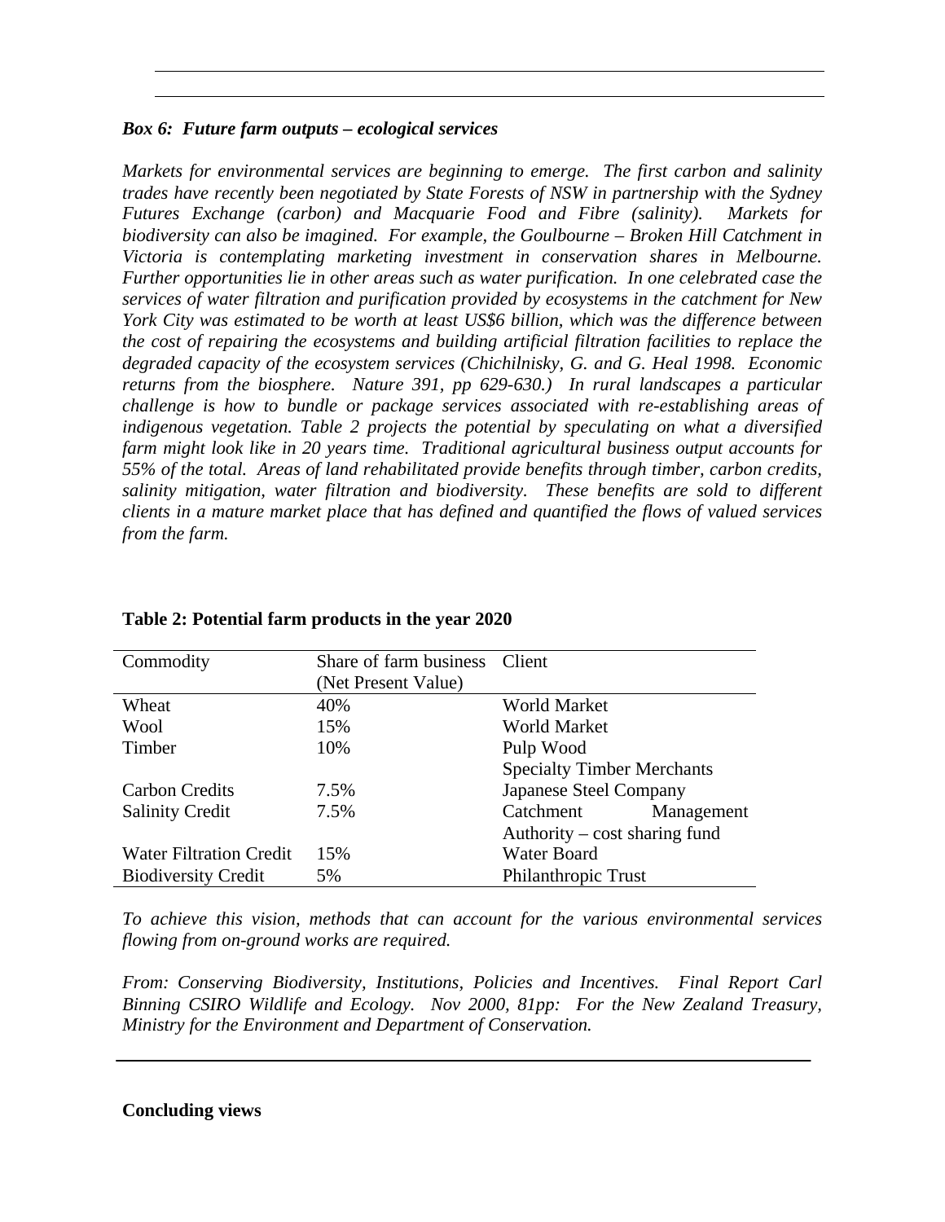***Box 6: Future farm outputs – ecological services***

*Markets for environmental services are beginning to emerge. The first carbon and salinity trades have recently been negotiated by State Forests of NSW in partnership with the Sydney Futures Exchange (carbon) and Macquarie Food and Fibre (salinity). Markets for biodiversity can also be imagined. For example, the Goulbourne – Broken Hill Catchment in Victoria is contemplating marketing investment in conservation shares in Melbourne. Further opportunities lie in other areas such as water purification. In one celebrated case the services of water filtration and purification provided by ecosystems in the catchment for New York City was estimated to be worth at least US$6 billion, which was the difference between the cost of repairing the ecosystems and building artificial filtration facilities to replace the degraded capacity of the ecosystem services (Chichilnisky, G. and G. Heal 1998. Economic returns from the biosphere. Nature 391, pp 629-630.) In rural landscapes a particular challenge is how to bundle or package services associated with re-establishing areas of indigenous vegetation. Table 2 projects the potential by speculating on what a diversified farm might look like in 20 years time. Traditional agricultural business output accounts for 55% of the total. Areas of land rehabilitated provide benefits through timber, carbon credits, salinity mitigation, water filtration and biodiversity. These benefits are sold to different clients in a mature market place that has defined and quantified the flows of valued services from the farm.*

**Table 2: Potential farm products in the year 2020**

| Commodity | Share of farm business (Net Present Value) | Client |
|---|---|---|
| Wheat | 40% | World Market |
| Wool | 15% | World Market |
| Timber | 10% | Pulp Wood<br>Specialty Timber Merchants |
| Carbon Credits | 7.5% | Japanese Steel Company |
| Salinity Credit | 7.5% | Catchment Management Authority – cost sharing fund |
| Water Filtration Credit | 15% | Water Board |
| Biodiversity Credit | 5% | Philanthropic Trust |

*To achieve this vision, methods that can account for the various environmental services flowing from on-ground works are required.*

*From: Conserving Biodiversity, Institutions, Policies and Incentives. Final Report Carl Binning CSIRO Wildlife and Ecology. Nov 2000, 81pp: For the New Zealand Treasury, Ministry for the Environment and Department of Conservation.*

**Concluding views**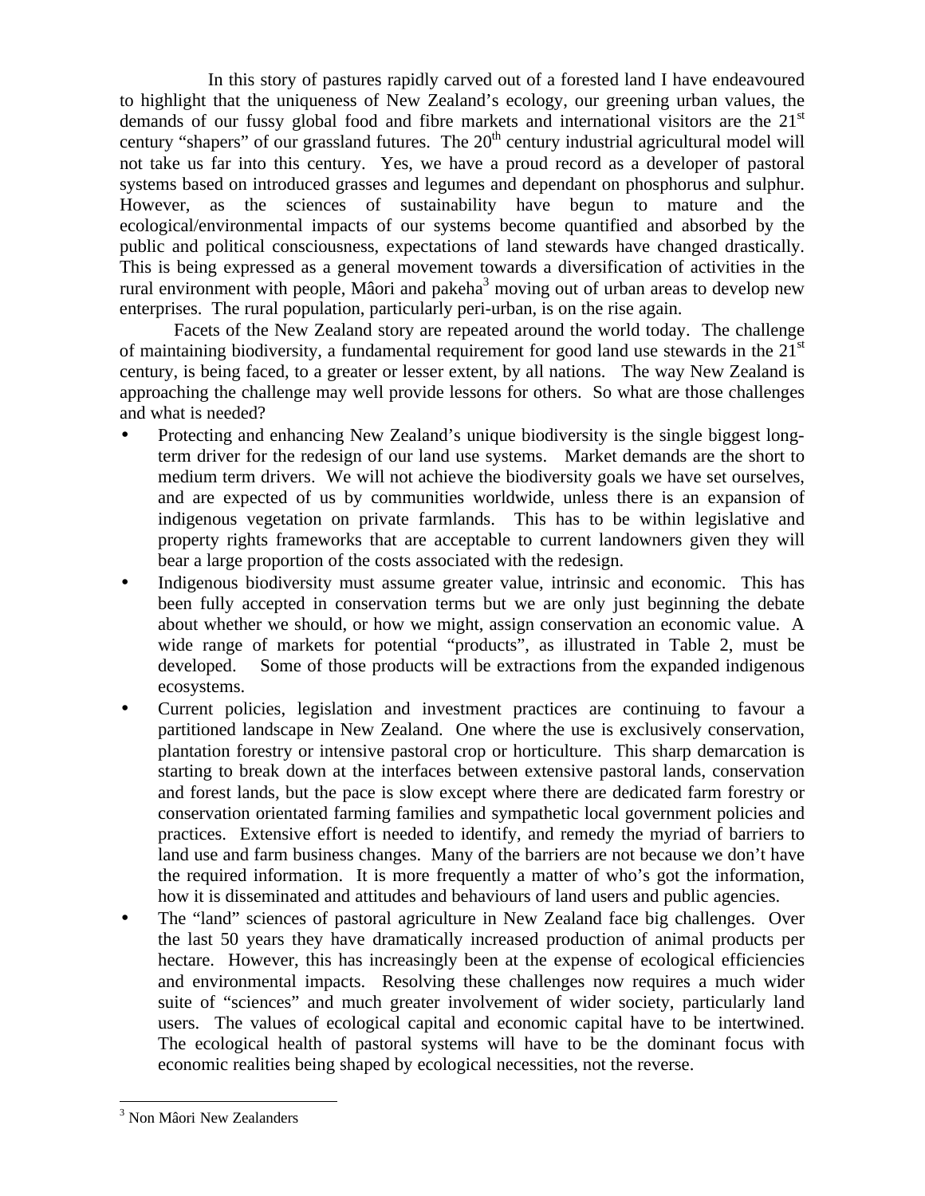In this story of pastures rapidly carved out of a forested land I have endeavoured to highlight that the uniqueness of New Zealand's ecology, our greening urban values, the demands of our fussy global food and fibre markets and international visitors are the 21st century "shapers" of our grassland futures. The 20th century industrial agricultural model will not take us far into this century. Yes, we have a proud record as a developer of pastoral systems based on introduced grasses and legumes and dependant on phosphorus and sulphur. However, as the sciences of sustainability have begun to mature and the ecological/environmental impacts of our systems become quantified and absorbed by the public and political consciousness, expectations of land stewards have changed drastically. This is being expressed as a general movement towards a diversification of activities in the rural environment with people, Mâori and pakeha[3] moving out of urban areas to develop new enterprises. The rural population, particularly peri-urban, is on the rise again.

Facets of the New Zealand story are repeated around the world today. The challenge of maintaining biodiversity, a fundamental requirement for good land use stewards in the 21st century, is being faced, to a greater or lesser extent, by all nations. The way New Zealand is approaching the challenge may well provide lessons for others. So what are those challenges and what is needed?

- Protecting and enhancing New Zealand's unique biodiversity is the single biggest long-term driver for the redesign of our land use systems. Market demands are the short to medium term drivers. We will not achieve the biodiversity goals we have set ourselves, and are expected of us by communities worldwide, unless there is an expansion of indigenous vegetation on private farmlands. This has to be within legislative and property rights frameworks that are acceptable to current landowners given they will bear a large proportion of the costs associated with the redesign.
- Indigenous biodiversity must assume greater value, intrinsic and economic. This has been fully accepted in conservation terms but we are only just beginning the debate about whether we should, or how we might, assign conservation an economic value. A wide range of markets for potential "products", as illustrated in Table 2, must be developed. Some of those products will be extractions from the expanded indigenous ecosystems.
- Current policies, legislation and investment practices are continuing to favour a partitioned landscape in New Zealand. One where the use is exclusively conservation, plantation forestry or intensive pastoral crop or horticulture. This sharp demarcation is starting to break down at the interfaces between extensive pastoral lands, conservation and forest lands, but the pace is slow except where there are dedicated farm forestry or conservation orientated farming families and sympathetic local government policies and practices. Extensive effort is needed to identify, and remedy the myriad of barriers to land use and farm business changes. Many of the barriers are not because we don't have the required information. It is more frequently a matter of who's got the information, how it is disseminated and attitudes and behaviours of land users and public agencies.
- The "land" sciences of pastoral agriculture in New Zealand face big challenges. Over the last 50 years they have dramatically increased production of animal products per hectare. However, this has increasingly been at the expense of ecological efficiencies and environmental impacts. Resolving these challenges now requires a much wider suite of "sciences" and much greater involvement of wider society, particularly land users. The values of ecological capital and economic capital have to be intertwined. The ecological health of pastoral systems will have to be the dominant focus with economic realities being shaped by ecological necessities, not the reverse.

---

[3] Non Mâori New Zealanders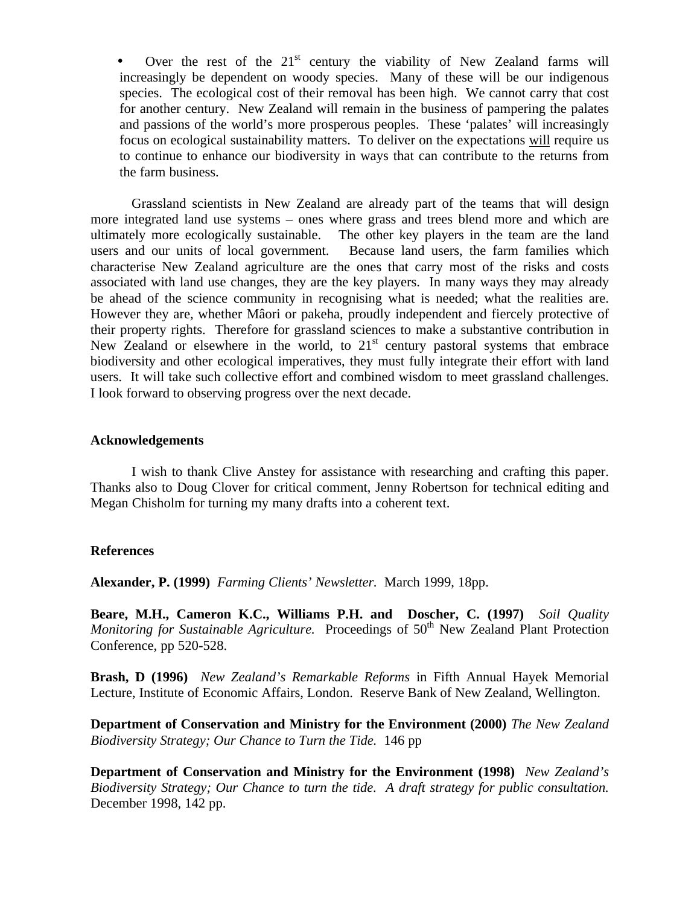- Over the rest of the 21st century the viability of New Zealand farms will increasingly be dependent on woody species. Many of these will be our indigenous species. The ecological cost of their removal has been high. We cannot carry that cost for another century. New Zealand will remain in the business of pampering the palates and passions of the world's more prosperous peoples. These 'palates' will increasingly focus on ecological sustainability matters. To deliver on the expectations <u>will</u> require us to continue to enhance our biodiversity in ways that can contribute to the returns from the farm business.

Grassland scientists in New Zealand are already part of the teams that will design more integrated land use systems – ones where grass and trees blend more and which are ultimately more ecologically sustainable. The other key players in the team are the land users and our units of local government. Because land users, the farm families which characterise New Zealand agriculture are the ones that carry most of the risks and costs associated with land use changes, they are the key players. In many ways they may already be ahead of the science community in recognising what is needed; what the realities are. However they are, whether Mâori or pakeha, proudly independent and fiercely protective of their property rights. Therefore for grassland sciences to make a substantive contribution in New Zealand or elsewhere in the world, to 21st century pastoral systems that embrace biodiversity and other ecological imperatives, they must fully integrate their effort with land users. It will take such collective effort and combined wisdom to meet grassland challenges. I look forward to observing progress over the next decade.

## Acknowledgements

I wish to thank Clive Anstey for assistance with researching and crafting this paper. Thanks also to Doug Clover for critical comment, Jenny Robertson for technical editing and Megan Chisholm for turning my many drafts into a coherent text.

## References

**Alexander, P. (1999)** *Farming Clients' Newsletter.* March 1999, 18pp.

**Beare, M.H., Cameron K.C., Williams P.H. and Doscher, C. (1997)** *Soil Quality Monitoring for Sustainable Agriculture.* Proceedings of 50th New Zealand Plant Protection Conference, pp 520-528.

**Brash, D (1996)** *New Zealand's Remarkable Reforms* in Fifth Annual Hayek Memorial Lecture, Institute of Economic Affairs, London. Reserve Bank of New Zealand, Wellington.

**Department of Conservation and Ministry for the Environment (2000)** *The New Zealand Biodiversity Strategy; Our Chance to Turn the Tide.* 146 pp

**Department of Conservation and Ministry for the Environment (1998)** *New Zealand's Biodiversity Strategy; Our Chance to turn the tide. A draft strategy for public consultation.* December 1998, 142 pp.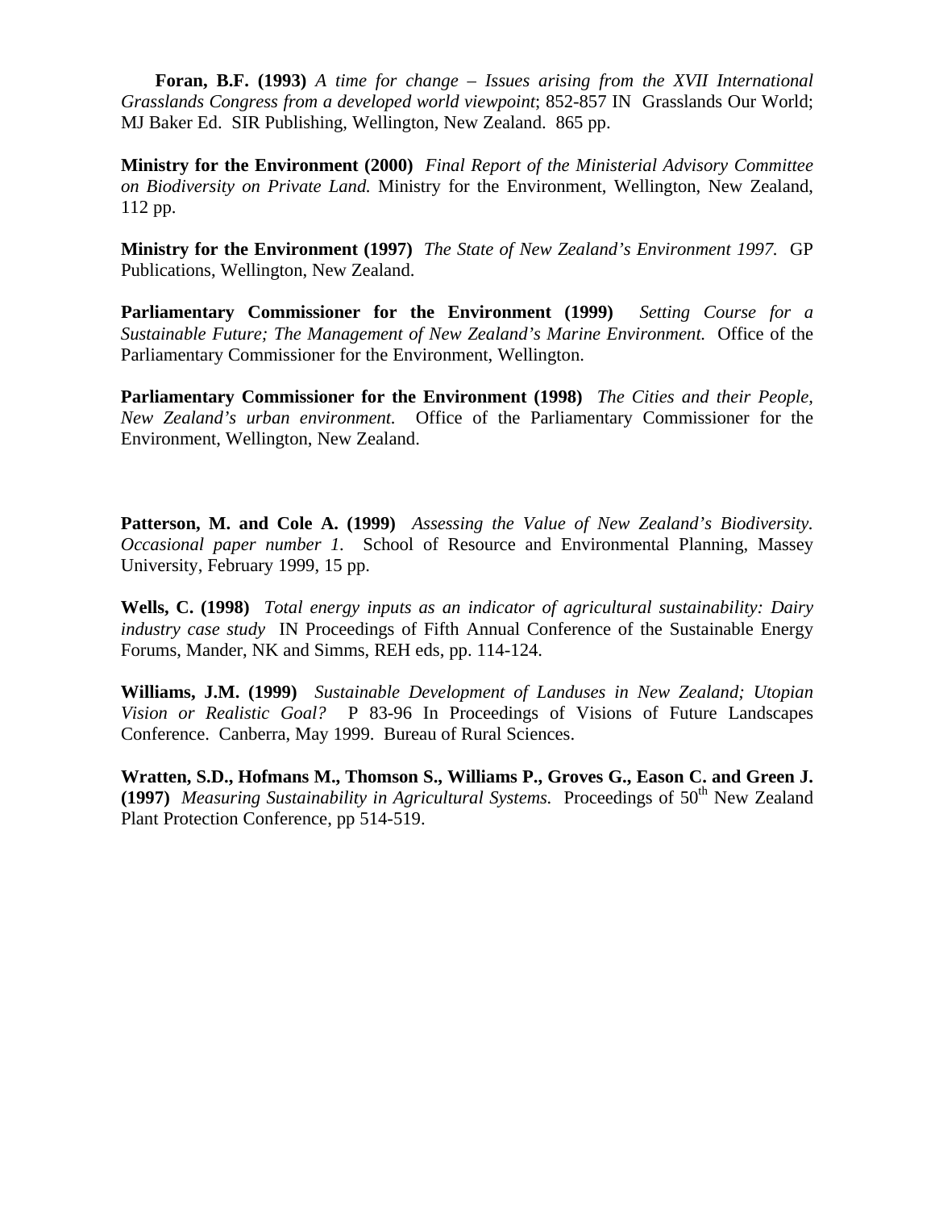**Foran, B.F. (1993)** *A time for change – Issues arising from the XVII International Grasslands Congress from a developed world viewpoint*; 852-857 IN Grasslands Our World; MJ Baker Ed. SIR Publishing, Wellington, New Zealand. 865 pp.

**Ministry for the Environment (2000)** *Final Report of the Ministerial Advisory Committee on Biodiversity on Private Land.* Ministry for the Environment, Wellington, New Zealand, 112 pp.

**Ministry for the Environment (1997)** *The State of New Zealand's Environment 1997.* GP Publications, Wellington, New Zealand.

**Parliamentary Commissioner for the Environment (1999)** *Setting Course for a Sustainable Future; The Management of New Zealand's Marine Environment.* Office of the Parliamentary Commissioner for the Environment, Wellington.

**Parliamentary Commissioner for the Environment (1998)** *The Cities and their People, New Zealand's urban environment.* Office of the Parliamentary Commissioner for the Environment, Wellington, New Zealand.

**Patterson, M. and Cole A. (1999)** *Assessing the Value of New Zealand's Biodiversity. Occasional paper number 1.* School of Resource and Environmental Planning, Massey University, February 1999, 15 pp.

**Wells, C. (1998)** *Total energy inputs as an indicator of agricultural sustainability: Dairy industry case study* IN Proceedings of Fifth Annual Conference of the Sustainable Energy Forums, Mander, NK and Simms, REH eds, pp. 114-124.

**Williams, J.M. (1999)** *Sustainable Development of Landuses in New Zealand; Utopian Vision or Realistic Goal?* P 83-96 In Proceedings of Visions of Future Landscapes Conference. Canberra, May 1999. Bureau of Rural Sciences.

**Wratten, S.D., Hofmans M., Thomson S., Williams P., Groves G., Eason C. and Green J. (1997)** *Measuring Sustainability in Agricultural Systems.* Proceedings of 50th New Zealand Plant Protection Conference, pp 514-519.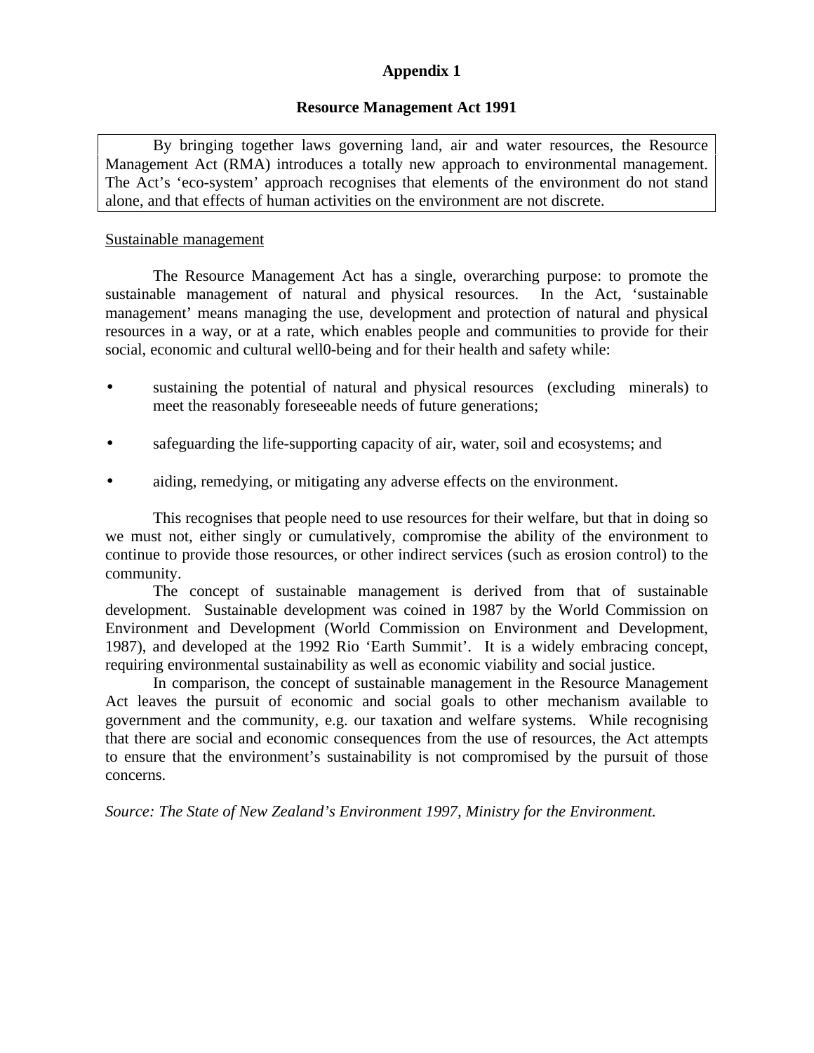**Appendix 1**

**Resource Management Act 1991**

By bringing together laws governing land, air and water resources, the Resource Management Act (RMA) introduces a totally new approach to environmental management. The Act's 'eco-system' approach recognises that elements of the environment do not stand alone, and that effects of human activities on the environment are not discrete.

Sustainable management

The Resource Management Act has a single, overarching purpose: to promote the sustainable management of natural and physical resources. In the Act, 'sustainable management' means managing the use, development and protection of natural and physical resources in a way, or at a rate, which enables people and communities to provide for their social, economic and cultural well0-being and for their health and safety while:

- sustaining the potential of natural and physical resources (excluding minerals) to meet the reasonably foreseeable needs of future generations;
- safeguarding the life-supporting capacity of air, water, soil and ecosystems; and
- aiding, remedying, or mitigating any adverse effects on the environment.

This recognises that people need to use resources for their welfare, but that in doing so we must not, either singly or cumulatively, compromise the ability of the environment to continue to provide those resources, or other indirect services (such as erosion control) to the community.

The concept of sustainable management is derived from that of sustainable development. Sustainable development was coined in 1987 by the World Commission on Environment and Development (World Commission on Environment and Development, 1987), and developed at the 1992 Rio 'Earth Summit'. It is a widely embracing concept, requiring environmental sustainability as well as economic viability and social justice.

In comparison, the concept of sustainable management in the Resource Management Act leaves the pursuit of economic and social goals to other mechanism available to government and the community, e.g. our taxation and welfare systems. While recognising that there are social and economic consequences from the use of resources, the Act attempts to ensure that the environment's sustainability is not compromised by the pursuit of those concerns.

*Source: The State of New Zealand's Environment 1997, Ministry for the Environment.*